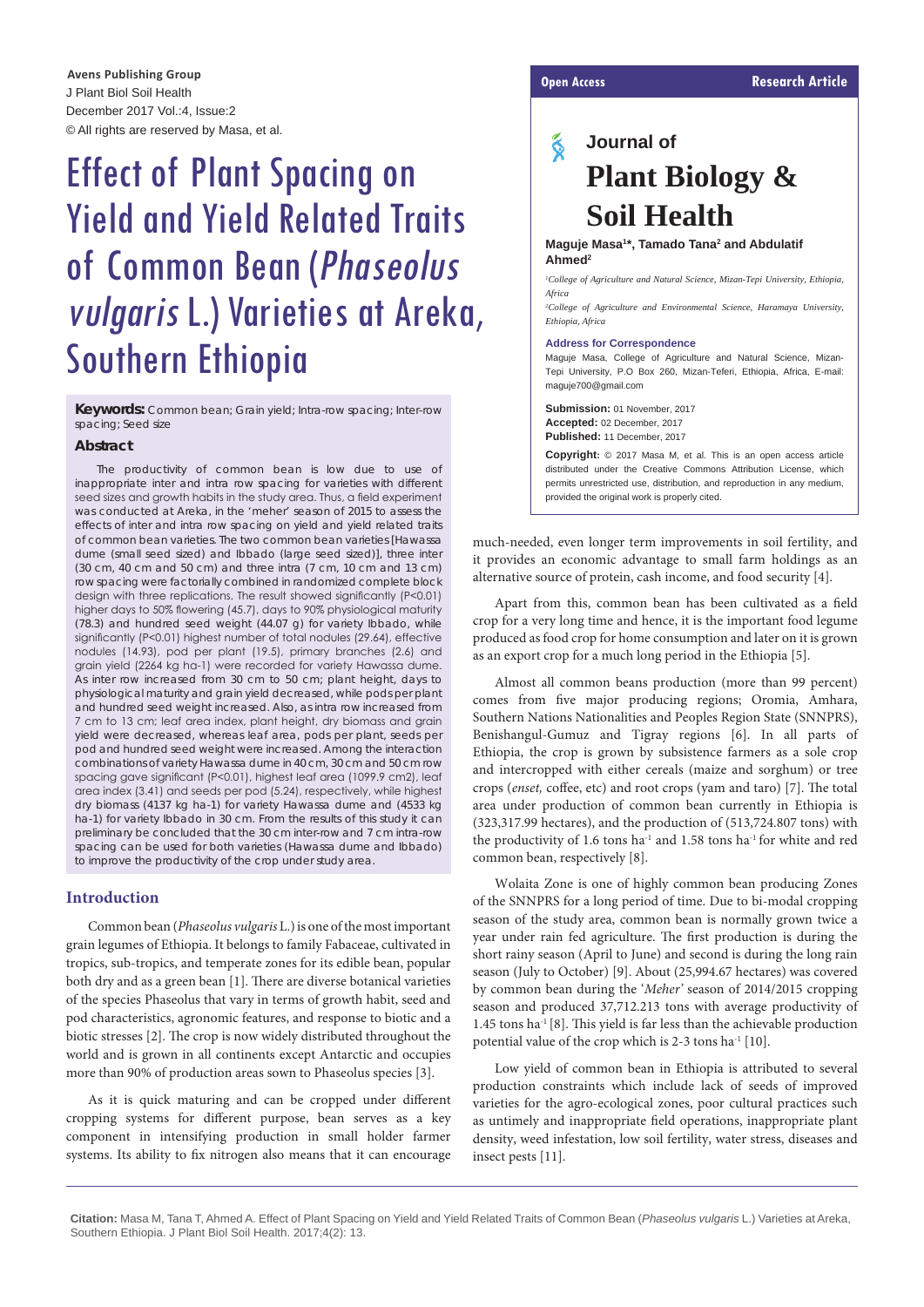Avens Publishing Group
J Plant Biol Soil Health
December 2017 Vol.:4, Issue:2
© All rights are reserved by Masa, et al.

Open Access | Research Article

# Effect of Plant Spacing on Yield and Yield Related Traits of Common Bean (*Phaseolus vulgaris* L.) Varieties at Areka, Southern Ethiopia

Journal of **Plant Biology & Soil Health**

**Maguje Masa[1]*, Tamado Tana[2] and Abdulatif Ahmed[2]**

[1]*College of Agriculture and Natural Science, Mizan-Tepi University, Ethiopia, Africa*

[2]*College of Agriculture and Environmental Science, Haramaya University, Ethiopia, Africa*

**Address for Correspondence**

Maguje Masa, College of Agriculture and Natural Science, Mizan-Tepi University, P.O Box 260, Mizan-Teferi, Ethiopia, Africa, E-mail: maguje700@gmail.com

**Submission:** 01 November, 2017
**Accepted:** 02 December, 2017
**Published:** 11 December, 2017

**Copyright:** © 2017 Masa M, et al. This is an open access article distributed under the Creative Commons Attribution License, which permits unrestricted use, distribution, and reproduction in any medium, provided the original work is properly cited.

**Keywords:** Common bean; Grain yield; Intra-row spacing; Inter-row spacing; Seed size

## Abstract

The productivity of common bean is low due to use of inappropriate inter and intra row spacing for varieties with different seed sizes and growth habits in the study area. Thus, a field experiment was conducted at Areka, in the 'meher' season of 2015 to assess the effects of inter and intra row spacing on yield and yield related traits of common bean varieties. The two common bean varieties [Hawassa dume (small seed sized) and Ibbado (large seed sized)], three inter (30 cm, 40 cm and 50 cm) and three intra (7 cm, 10 cm and 13 cm) row spacing were factorially combined in randomized complete block design with three replications. The result showed significantly ($P<0.01$) higher days to 50% flowering (45.7), days to 90% physiological maturity (78.3) and hundred seed weight (44.07 g) for variety Ibbado, while significantly ($P<0.01$) highest number of total nodules (29.64), effective nodules (14.93), pod per plant (19.5), primary branches (2.6) and grain yield (2264 kg ha-1) were recorded for variety Hawassa dume. As inter row increased from 30 cm to 50 cm; plant height, days to physiological maturity and grain yield decreased, while pods per plant and hundred seed weight increased. Also, as intra row increased from 7 cm to 13 cm; leaf area index, plant height, dry biomass and grain yield were decreased, whereas leaf area, pods per plant, seeds per pod and hundred seed weight were increased. Among the interaction combinations of variety Hawassa dume in 40 cm, 30 cm and 50 cm row spacing gave significant ($P<0.01$), highest leaf area (1099.9 cm2), leaf area index (3.41) and seeds per pod (5.24), respectively, while highest dry biomass (4137 kg ha-1) for variety Hawassa dume and (4533 kg ha-1) for variety Ibbado in 30 cm. From the results of this study it can preliminary be concluded that the 30 cm inter-row and 7 cm intra-row spacing can be used for both varieties (Hawassa dume and Ibbado) to improve the productivity of the crop under study area.

## Introduction

Common bean (*Phaseolus vulgaris* L.) is one of the most important grain legumes of Ethiopia. It belongs to family Fabaceae, cultivated in tropics, sub-tropics, and temperate zones for its edible bean, popular both dry and as a green bean [1]. There are diverse botanical varieties of the species Phaseolus that vary in terms of growth habit, seed and pod characteristics, agronomic features, and response to biotic and a biotic stresses [2]. The crop is now widely distributed throughout the world and is grown in all continents except Antarctic and occupies more than 90% of production areas sown to Phaseolus species [3].

As it is quick maturing and can be cropped under different cropping systems for different purpose, bean serves as a key component in intensifying production in small holder farmer systems. Its ability to fix nitrogen also means that it can encourage much-needed, even longer term improvements in soil fertility, and it provides an economic advantage to small farm holdings as an alternative source of protein, cash income, and food security [4].

Apart from this, common bean has been cultivated as a field crop for a very long time and hence, it is the important food legume produced as food crop for home consumption and later on it is grown as an export crop for a much long period in the Ethiopia [5].

Almost all common beans production (more than 99 percent) comes from five major producing regions; Oromia, Amhara, Southern Nations Nationalities and Peoples Region State (SNNPRS), Benishangul-Gumuz and Tigray regions [6]. In all parts of Ethiopia, the crop is grown by subsistence farmers as a sole crop and intercropped with either cereals (maize and sorghum) or tree crops (*enset,* coffee, etc) and root crops (yam and taro) [7]. The total area under production of common bean currently in Ethiopia is (323,317.99 hectares), and the production of (513,724.807 tons) with the productivity of 1.6 tons $ha^{-1}$ and 1.58 tons $ha^{-1}$ for white and red common bean, respectively [8].

Wolaita Zone is one of highly common bean producing Zones of the SNNPRS for a long period of time. Due to bi-modal cropping season of the study area, common bean is normally grown twice a year under rain fed agriculture. The first production is during the short rainy season (April to June) and second is during the long rain season (July to October) [9]. About (25,994.67 hectares) was covered by common bean during the '*Meher'* season of 2014/2015 cropping season and produced 37,712.213 tons with average productivity of 1.45 tons $ha^{-1}$ [8]. This yield is far less than the achievable production potential value of the crop which is 2-3 tons $ha^{-1}$ [10].

Low yield of common bean in Ethiopia is attributed to several production constraints which include lack of seeds of improved varieties for the agro-ecological zones, poor cultural practices such as untimely and inappropriate field operations, inappropriate plant density, weed infestation, low soil fertility, water stress, diseases and insect pests [11].

**Citation:** Masa M, Tana T, Ahmed A. Effect of Plant Spacing on Yield and Yield Related Traits of Common Bean (*Phaseolus vulgaris* L.) Varieties at Areka, Southern Ethiopia. J Plant Biol Soil Health. 2017;4(2): 13.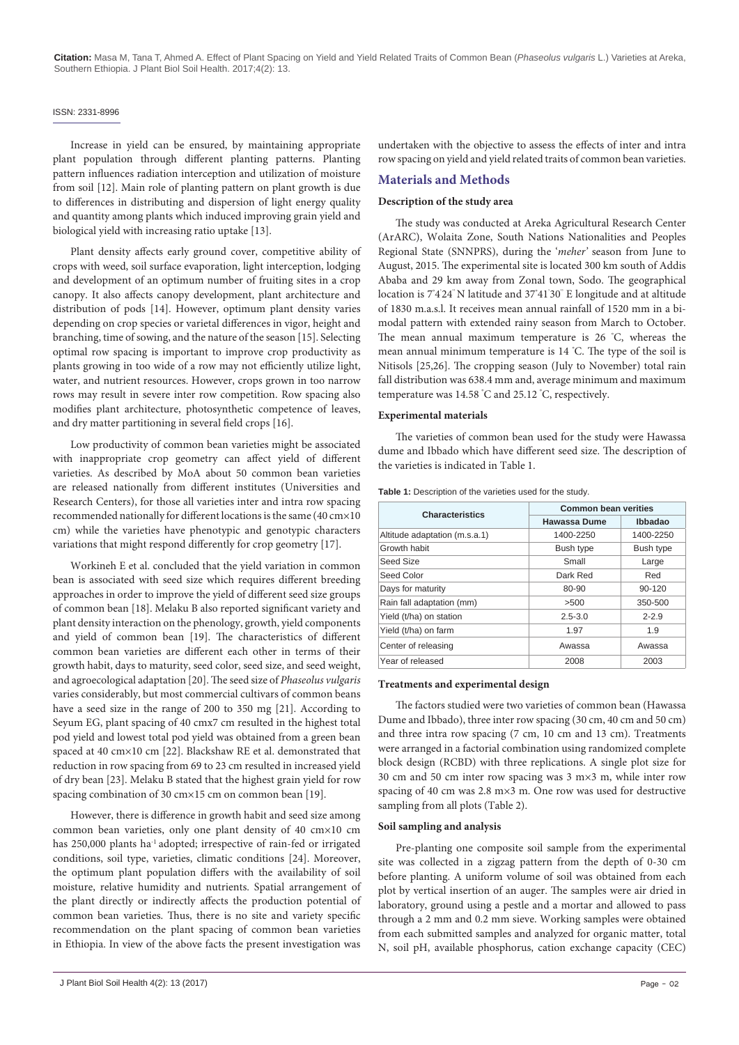Increase in yield can be ensured, by maintaining appropriate plant population through different planting patterns. Planting pattern influences radiation interception and utilization of moisture from soil [12]. Main role of planting pattern on plant growth is due to differences in distributing and dispersion of light energy quality and quantity among plants which induced improving grain yield and biological yield with increasing ratio uptake [13].

Plant density affects early ground cover, competitive ability of crops with weed, soil surface evaporation, light interception, lodging and development of an optimum number of fruiting sites in a crop canopy. It also affects canopy development, plant architecture and distribution of pods [14]. However, optimum plant density varies depending on crop species or varietal differences in vigor, height and branching, time of sowing, and the nature of the season [15]. Selecting optimal row spacing is important to improve crop productivity as plants growing in too wide of a row may not efficiently utilize light, water, and nutrient resources. However, crops grown in too narrow rows may result in severe inter row competition. Row spacing also modifies plant architecture, photosynthetic competence of leaves, and dry matter partitioning in several field crops [16].

Low productivity of common bean varieties might be associated with inappropriate crop geometry can affect yield of different varieties. As described by MoA about 50 common bean varieties are released nationally from different institutes (Universities and Research Centers), for those all varieties inter and intra row spacing recommended nationally for different locations is the same (40 cm×10 cm) while the varieties have phenotypic and genotypic characters variations that might respond differently for crop geometry [17].

Workineh E et al. concluded that the yield variation in common bean is associated with seed size which requires different breeding approaches in order to improve the yield of different seed size groups of common bean [18]. Melaku B also reported significant variety and plant density interaction on the phenology, growth, yield components and yield of common bean [19]. The characteristics of different common bean varieties are different each other in terms of their growth habit, days to maturity, seed color, seed size, and seed weight, and agroecological adaptation [20]. The seed size of *Phaseolus vulgaris* varies considerably, but most commercial cultivars of common beans have a seed size in the range of 200 to 350 mg [21]. According to Seyum EG, plant spacing of 40 cmx7 cm resulted in the highest total pod yield and lowest total pod yield was obtained from a green bean spaced at 40 cm×10 cm [22]. Blackshaw RE et al. demonstrated that reduction in row spacing from 69 to 23 cm resulted in increased yield of dry bean [23]. Melaku B stated that the highest grain yield for row spacing combination of 30 cm×15 cm on common bean [19].

However, there is difference in growth habit and seed size among common bean varieties, only one plant density of 40 cm×10 cm has 250,000 plants ha$^{-1}$ adopted; irrespective of rain-fed or irrigated conditions, soil type, varieties, climatic conditions [24]. Moreover, the optimum plant population differs with the availability of soil moisture, relative humidity and nutrients. Spatial arrangement of the plant directly or indirectly affects the production potential of common bean varieties. Thus, there is no site and variety specific recommendation on the plant spacing of common bean varieties in Ethiopia. In view of the above facts the present investigation was undertaken with the objective to assess the effects of inter and intra row spacing on yield and yield related traits of common bean varieties.

## Materials and Methods

### Description of the study area

The study was conducted at Areka Agricultural Research Center (ArARC), Wolaita Zone, South Nations Nationalities and Peoples Regional State (SNNPRS), during the '*meher*' season from June to August, 2015. The experimental site is located 300 km south of Addis Ababa and 29 km away from Zonal town, Sodo. The geographical location is 7°4'24" N latitude and 37°41'30" E longitude and at altitude of 1830 m.a.s.l. It receives mean annual rainfall of 1520 mm in a bi-modal pattern with extended rainy season from March to October. The mean annual maximum temperature is 26 °C, whereas the mean annual minimum temperature is 14 °C. The type of the soil is Nitisols [25,26]. The cropping season (July to November) total rain fall distribution was 638.4 mm and, average minimum and maximum temperature was 14.58 °C and 25.12 °C, respectively.

### Experimental materials

The varieties of common bean used for the study were Hawassa dume and Ibbado which have different seed size. The description of the varieties is indicated in Table 1.

**Table 1:** Description of the varieties used for the study.

| Characteristics | Common bean verities | |
|---|---|---|
| | Hawassa Dume | Ibbadao |
| Altitude adaptation (m.s.a.1) | 1400-2250 | 1400-2250 |
| Growth habit | Bush type | Bush type |
| Seed Size | Small | Large |
| Seed Color | Dark Red | Red |
| Days for maturity | 80-90 | 90-120 |
| Rain fall adaptation (mm) | >500 | 350-500 |
| Yield (t/ha) on station | 2.5-3.0 | 2-2.9 |
| Yield (t/ha) on farm | 1.97 | 1.9 |
| Center of releasing | Awassa | Awassa |
| Year of released | 2008 | 2003 |

### Treatments and experimental design

The factors studied were two varieties of common bean (Hawassa Dume and Ibbado), three inter row spacing (30 cm, 40 cm and 50 cm) and three intra row spacing (7 cm, 10 cm and 13 cm). Treatments were arranged in a factorial combination using randomized complete block design (RCBD) with three replications. A single plot size for 30 cm and 50 cm inter row spacing was 3 m×3 m, while inter row spacing of 40 cm was 2.8 m×3 m. One row was used for destructive sampling from all plots (Table 2).

### Soil sampling and analysis

Pre-planting one composite soil sample from the experimental site was collected in a zigzag pattern from the depth of 0-30 cm before planting. A uniform volume of soil was obtained from each plot by vertical insertion of an auger. The samples were air dried in laboratory, ground using a pestle and a mortar and allowed to pass through a 2 mm and 0.2 mm sieve. Working samples were obtained from each submitted samples and analyzed for organic matter, total N, soil pH, available phosphorus, cation exchange capacity (CEC)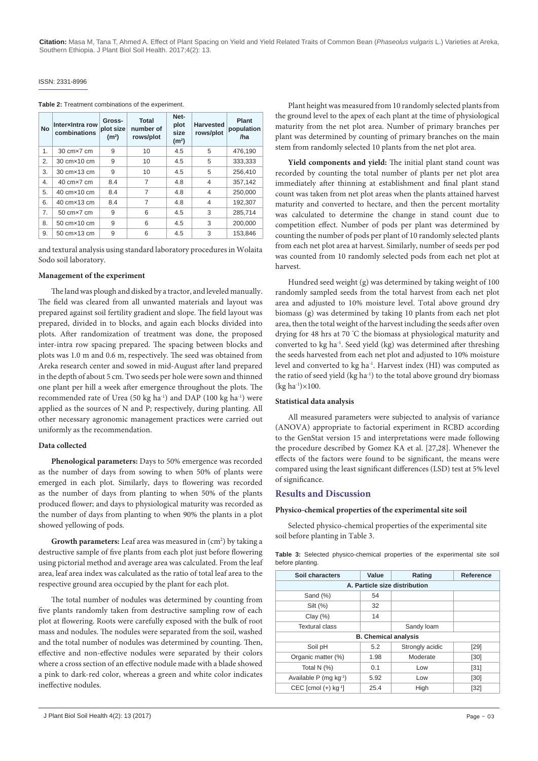**Table 2:** Treatment combinations of the experiment.

| No | Inter×Intra row combinations | Gross-plot size (m²) | Total number of rows/plot | Net-plot size (m²) | Harvested rows/plot | Plant population /ha |
|---|---|---|---|---|---|---|
| 1. | 30 cm×7 cm | 9 | 10 | 4.5 | 5 | 476,190 |
| 2. | 30 cm×10 cm | 9 | 10 | 4.5 | 5 | 333,333 |
| 3. | 30 cm×13 cm | 9 | 10 | 4.5 | 5 | 256,410 |
| 4. | 40 cm×7 cm | 8.4 | 7 | 4.8 | 4 | 357,142 |
| 5. | 40 cm×10 cm | 8.4 | 7 | 4.8 | 4 | 250,000 |
| 6. | 40 cm×13 cm | 8.4 | 7 | 4.8 | 4 | 192,307 |
| 7. | 50 cm×7 cm | 9 | 6 | 4.5 | 3 | 285,714 |
| 8. | 50 cm×10 cm | 9 | 6 | 4.5 | 3 | 200,000 |
| 9. | 50 cm×13 cm | 9 | 6 | 4.5 | 3 | 153,846 |

and textural analysis using standard laboratory procedures in Wolaita Sodo soil laboratory.

**Management of the experiment**

The land was plough and disked by a tractor, and leveled manually. The field was cleared from all unwanted materials and layout was prepared against soil fertility gradient and slope. The field layout was prepared, divided in to blocks, and again each blocks divided into plots. After randomization of treatment was done, the proposed inter-intra row spacing prepared. The spacing between blocks and plots was 1.0 m and 0.6 m, respectively. The seed was obtained from Areka research center and sowed in mid-August after land prepared in the depth of about 5 cm. Two seeds per hole were sown and thinned one plant per hill a week after emergence throughout the plots. The recommended rate of Urea (50 kg $ha^{-1}$) and DAP (100 kg $ha^{-1}$) were applied as the sources of N and P; respectively, during planting. All other necessary agronomic management practices were carried out uniformly as the recommendation.

**Data collected**

**Phenological parameters:** Days to 50% emergence was recorded as the number of days from sowing to when 50% of plants were emerged in each plot. Similarly, days to flowering was recorded as the number of days from planting to when 50% of the plants produced flower; and days to physiological maturity was recorded as the number of days from planting to when 90% the plants in a plot showed yellowing of pods.

**Growth parameters:** Leaf area was measured in ($cm^2$) by taking a destructive sample of five plants from each plot just before flowering using pictorial method and average area was calculated. From the leaf area, leaf area index was calculated as the ratio of total leaf area to the respective ground area occupied by the plant for each plot.

The total number of nodules was determined by counting from five plants randomly taken from destructive sampling row of each plot at flowering. Roots were carefully exposed with the bulk of root mass and nodules. The nodules were separated from the soil, washed and the total number of nodules was determined by counting. Then, effective and non-effective nodules were separated by their colors where a cross section of an effective nodule made with a blade showed a pink to dark-red color, whereas a green and white color indicates ineffective nodules.

Plant height was measured from 10 randomly selected plants from the ground level to the apex of each plant at the time of physiological maturity from the net plot area. Number of primary branches per plant was determined by counting of primary branches on the main stem from randomly selected 10 plants from the net plot area.

**Yield components and yield:** The initial plant stand count was recorded by counting the total number of plants per net plot area immediately after thinning at establishment and final plant stand count was taken from net plot areas when the plants attained harvest maturity and converted to hectare, and then the percent mortality was calculated to determine the change in stand count due to competition effect. Number of pods per plant was determined by counting the number of pods per plant of 10 randomly selected plants from each net plot area at harvest. Similarly, number of seeds per pod was counted from 10 randomly selected pods from each net plot at harvest.

Hundred seed weight (g) was determined by taking weight of 100 randomly sampled seeds from the total harvest from each net plot area and adjusted to 10% moisture level. Total above ground dry biomass (g) was determined by taking 10 plants from each net plot area, then the total weight of the harvest including the seeds after oven drying for 48 hrs at 70 °C the biomass at physiological maturity and converted to kg $ha^{-1}$. Seed yield (kg) was determined after threshing the seeds harvested from each net plot and adjusted to 10% moisture level and converted to kg $ha^{-1}$. Harvest index (HI) was computed as the ratio of seed yield (kg $ha^{-1}$) to the total above ground dry biomass (kg $ha^{-1}$)×100.

**Statistical data analysis**

All measured parameters were subjected to analysis of variance (ANOVA) appropriate to factorial experiment in RCBD according to the GenStat version 15 and interpretations were made following the procedure described by Gomez KA et al. [27,28]. Whenever the effects of the factors were found to be significant, the means were compared using the least significant differences (LSD) test at 5% level of significance.

## Results and Discussion

**Physico-chemical properties of the experimental site soil**

Selected physico-chemical properties of the experimental site soil before planting in Table 3.

**Table 3:** Selected physico-chemical properties of the experimental site soil before planting.

| Soil characters | Value | Rating | Reference |
|---|---|---|---|
| **A. Particle size distribution** | | | |
| Sand (%) | 54 | | |
| Silt (%) | 32 | | |
| Clay (%) | 14 | | |
| Textural class | | Sandy loam | |
| **B. Chemical analysis** | | | |
| Soil pH | 5.2 | Strongly acidic | [29] |
| Organic matter (%) | 1.98 | Moderate | [30] |
| Total N (%) | 0.1 | Low | [31] |
| Available P (mg $kg^{-1}$) | 5.92 | Low | [30] |
| CEC [cmol (+) $kg^{-1}$] | 25.4 | High | [32] |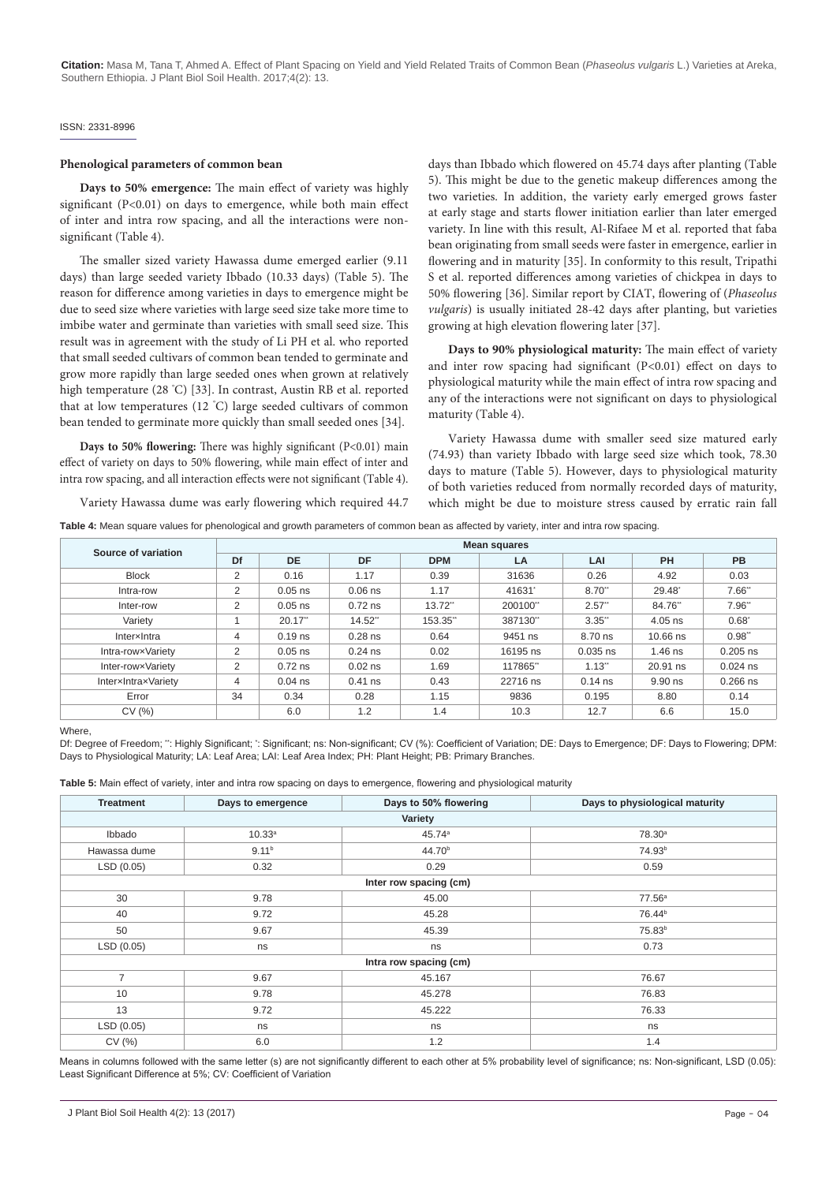### Phenological parameters of common bean

**Days to 50% emergence:** The main effect of variety was highly significant (P<0.01) on days to emergence, while both main effect of inter and intra row spacing, and all the interactions were non-significant (Table 4).

The smaller sized variety Hawassa dume emerged earlier (9.11 days) than large seeded variety Ibbado (10.33 days) (Table 5). The reason for difference among varieties in days to emergence might be due to seed size where varieties with large seed size take more time to imbibe water and germinate than varieties with small seed size. This result was in agreement with the study of Li PH et al. who reported that small seeded cultivars of common bean tended to germinate and grow more rapidly than large seeded ones when grown at relatively high temperature (28 °C) [33]. In contrast, Austin RB et al. reported that at low temperatures (12 °C) large seeded cultivars of common bean tended to germinate more quickly than small seeded ones [34].

**Days to 50% flowering:** There was highly significant (P<0.01) main effect of variety on days to 50% flowering, while main effect of inter and intra row spacing, and all interaction effects were not significant (Table 4).

Variety Hawassa dume was early flowering which required 44.7 days than Ibbado which flowered on 45.74 days after planting (Table 5). This might be due to the genetic makeup differences among the two varieties. In addition, the variety early emerged grows faster at early stage and starts flower initiation earlier than later emerged variety. In line with this result, Al-Rifaee M et al. reported that faba bean originating from small seeds were faster in emergence, earlier in flowering and in maturity [35]. In conformity to this result, Tripathi S et al. reported differences among varieties of chickpea in days to 50% flowering [36]. Similar report by CIAT, flowering of (*Phaseolus vulgaris*) is usually initiated 28-42 days after planting, but varieties growing at high elevation flowering later [37].

**Days to 90% physiological maturity:** The main effect of variety and inter row spacing had significant (P<0.01) effect on days to physiological maturity while the main effect of intra row spacing and any of the interactions were not significant on days to physiological maturity (Table 4).

Variety Hawassa dume with smaller seed size matured early (74.93) than variety Ibbado with large seed size which took, 78.30 days to mature (Table 5). However, days to physiological maturity of both varieties reduced from normally recorded days of maturity, which might be due to moisture stress caused by erratic rain fall

**Table 4:** Mean square values for phenological and growth parameters of common bean as affected by variety, inter and intra row spacing.

| Source of variation | Mean squares | | | | | | | |
|---|---|---|---|---|---|---|---|---|
| | Df | DE | DF | DPM | LA | LAI | PH | PB |
| Block | 2 | 0.16 | 1.17 | 0.39 | 31636 | 0.26 | 4.92 | 0.03 |
| Intra-row | 2 | 0.05 ns | 0.06 ns | 1.17 | 41631* | 8.70** | 29.48* | 7.66** |
| Inter-row | 2 | 0.05 ns | 0.72 ns | 13.72** | 200100** | 2.57** | 84.76** | 7.96** |
| Variety | 1 | 20.17** | 14.52** | 153.35** | 387130** | 3.35** | 4.05 ns | 0.68* |
| Inter×Intra | 4 | 0.19 ns | 0.28 ns | 0.64 | 9451 ns | 8.70 ns | 10.66 ns | 0.98** |
| Intra-row×Variety | 2 | 0.05 ns | 0.24 ns | 0.02 | 16195 ns | 0.035 ns | 1.46 ns | 0.205 ns |
| Inter-row×Variety | 2 | 0.72 ns | 0.02 ns | 1.69 | 117865** | 1.13** | 20.91 ns | 0.024 ns |
| Inter×Intra×Variety | 4 | 0.04 ns | 0.41 ns | 0.43 | 22716 ns | 0.14 ns | 9.90 ns | 0.266 ns |
| Error | 34 | 0.34 | 0.28 | 1.15 | 9836 | 0.195 | 8.80 | 0.14 |
| CV (%) | | 6.0 | 1.2 | 1.4 | 10.3 | 12.7 | 6.6 | 15.0 |

Where,

Df: Degree of Freedom; **: Highly Significant; *: Significant; ns: Non-significant; CV (%): Coefficient of Variation; DE: Days to Emergence; DF: Days to Flowering; DPM: Days to Physiological Maturity; LA: Leaf Area; LAI: Leaf Area Index; PH: Plant Height; PB: Primary Branches.

**Table 5:** Main effect of variety, inter and intra row spacing on days to emergence, flowering and physiological maturity

| Treatment | Days to emergence | Days to 50% flowering | Days to physiological maturity |
|---|---|---|---|
| **Variety** | | | |
| Ibbado | 10.33[a] | 45.74[a] | 78.30[a] |
| Hawassa dume | 9.11[b] | 44.70[b] | 74.93[b] |
| LSD (0.05) | 0.32 | 0.29 | 0.59 |
| **Inter row spacing (cm)** | | | |
| 30 | 9.78 | 45.00 | 77.56[a] |
| 40 | 9.72 | 45.28 | 76.44[b] |
| 50 | 9.67 | 45.39 | 75.83[b] |
| LSD (0.05) | ns | ns | 0.73 |
| **Intra row spacing (cm)** | | | |
| 7 | 9.67 | 45.167 | 76.67 |
| 10 | 9.78 | 45.278 | 76.83 |
| 13 | 9.72 | 45.222 | 76.33 |
| LSD (0.05) | ns | ns | ns |
| CV (%) | 6.0 | 1.2 | 1.4 |

Means in columns followed with the same letter (s) are not significantly different to each other at 5% probability level of significance; ns: Non-significant, LSD (0.05): Least Significant Difference at 5%; CV: Coefficient of Variation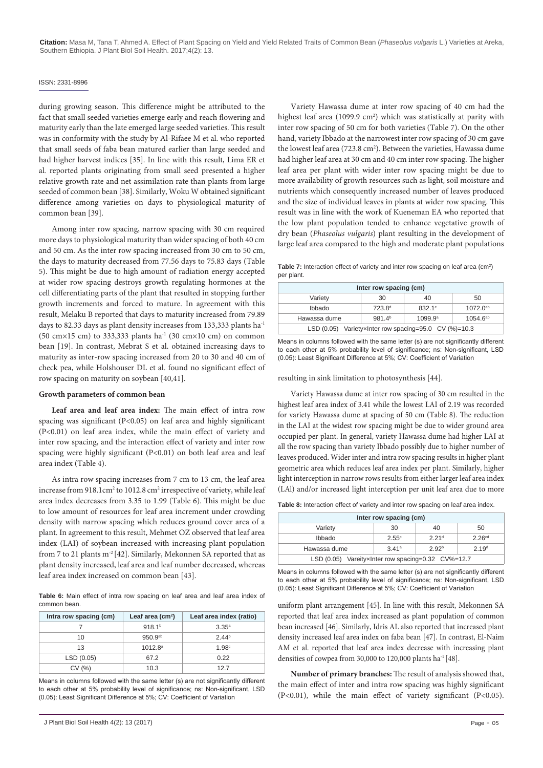during growing season. This difference might be attributed to the fact that small seeded varieties emerge early and reach flowering and maturity early than the late emerged large seeded varieties. This result was in conformity with the study by Al-Rifaee M et al. who reported that small seeds of faba bean matured earlier than large seeded and had higher harvest indices [35]. In line with this result, Lima ER et al. reported plants originating from small seed presented a higher relative growth rate and net assimilation rate than plants from large seeded of common bean [38]. Similarly, Woku W obtained significant difference among varieties on days to physiological maturity of common bean [39].

Among inter row spacing, narrow spacing with 30 cm required more days to physiological maturity than wider spacing of both 40 cm and 50 cm. As the inter row spacing increased from 30 cm to 50 cm, the days to maturity decreased from 77.56 days to 75.83 days (Table 5). This might be due to high amount of radiation energy accepted at wider row spacing destroys growth regulating hormones at the cell differentiating parts of the plant that resulted in stopping further growth increments and forced to mature. In agreement with this result, Melaku B reported that days to maturity increased from 79.89 days to 82.33 days as plant density increases from 133,333 plants ha$^{-1}$ (50 cm×15 cm) to 333,333 plants ha$^{-1}$ (30 cm×10 cm) on common bean [19]. In contrast, Mebrat S et al. obtained increasing days to maturity as inter-row spacing increased from 20 to 30 and 40 cm of check pea, while Holshouser DL et al. found no significant effect of row spacing on maturity on soybean [40,41].

**Growth parameters of common bean**

**Leaf area and leaf area index:** The main effect of intra row spacing was significant ($P<0.05$) on leaf area and highly significant ($P<0.01$) on leaf area index, while the main effect of variety and inter row spacing, and the interaction effect of variety and inter row spacing were highly significant ($P<0.01$) on both leaf area and leaf area index (Table 4).

As intra row spacing increases from 7 cm to 13 cm, the leaf area increase from 918.1cm$^2$ to 1012.8 cm$^2$ irrespective of variety, while leaf area index decreases from 3.35 to 1.99 (Table 6). This might be due to low amount of resources for leaf area increment under crowding density with narrow spacing which reduces ground cover area of a plant. In agreement to this result, Mehmet OZ observed that leaf area index (LAI) of soybean increased with increasing plant population from 7 to 21 plants m$^{-2}$ [42]. Similarly, Mekonnen SA reported that as plant density increased, leaf area and leaf number decreased, whereas leaf area index increased on common bean [43].

**Table 6:** Main effect of intra row spacing on leaf area and leaf area index of common bean.

| Intra row spacing (cm) | Leaf area (cm$^2$) | Leaf area index (ratio) |
|---|---|---|
| 7 | 918.1$^b$ | 3.35$^a$ |
| 10 | 950.9$^{ab}$ | 2.44$^b$ |
| 13 | 1012.8$^a$ | 1.98$^c$ |
| LSD (0.05) | 67.2 | 0.22 |
| CV (%) | 10.3 | 12.7 |

Means in columns followed with the same letter (s) are not significantly different to each other at 5% probability level of significance; ns: Non-significant, LSD (0.05): Least Significant Difference at 5%; CV: Coefficient of Variation

Variety Hawassa dume at inter row spacing of 40 cm had the highest leaf area (1099.9 cm$^2$) which was statistically at parity with inter row spacing of 50 cm for both varieties (Table 7). On the other hand, variety Ibbado at the narrowest inter row spacing of 30 cm gave the lowest leaf area (723.8 cm$^2$). Between the varieties, Hawassa dume had higher leaf area at 30 cm and 40 cm inter row spacing. The higher leaf area per plant with wider inter row spacing might be due to more availability of growth resources such as light, soil moisture and nutrients which consequently increased number of leaves produced and the size of individual leaves in plants at wider row spacing. This result was in line with the work of Kueneman EA who reported that the low plant population tended to enhance vegetative growth of dry bean (*Phaseolus vulgaris*) plant resulting in the development of large leaf area compared to the high and moderate plant populations resulting in sink limitation to photosynthesis [44].

**Table 7:** Interaction effect of variety and inter row spacing on leaf area (cm$^2$) per plant.

| | Inter row spacing (cm) | | |
|---|---|---|---|
| Variety | 30 | 40 | 50 |
| Ibbado | 723.8$^d$ | 832.1$^c$ | 1072.0$^{ab}$ |
| Hawassa dume | 981.4$^b$ | 1099.9$^a$ | 1054.6$^{ab}$ |
| LSD (0.05) Variety×Inter row spacing=95.0 CV (%)=10.3 | | | |

Means in columns followed with the same letter (s) are not significantly different to each other at 5% probability level of significance; ns: Non-significant, LSD (0.05): Least Significant Difference at 5%; CV: Coefficient of Variation

Variety Hawassa dume at inter row spacing of 30 cm resulted in the highest leaf area index of 3.41 while the lowest LAI of 2.19 was recorded for variety Hawassa dume at spacing of 50 cm (Table 8). The reduction in the LAI at the widest row spacing might be due to wider ground area occupied per plant. In general, variety Hawassa dume had higher LAI at all the row spacing than variety Ibbado possibly due to higher number of leaves produced. Wider inter and intra row spacing results in higher plant geometric area which reduces leaf area index per plant. Similarly, higher light interception in narrow rows results from either larger leaf area index (LAl) and/or increased light interception per unit leaf area due to more uniform plant arrangement [45]. In line with this result, Mekonnen SA reported that leaf area index increased as plant population of common bean increased [46]. Similarly, Idris AL also reported that increased plant density increased leaf area index on faba bean [47]. In contrast, El-Naim AM et al. reported that leaf area index decrease with increasing plant densities of cowpea from 30,000 to 120,000 plants ha$^{-1}$ [48].

**Table 8:** Interaction effect of variety and inter row spacing on leaf area index.

| | Inter row spacing (cm) | | |
|---|---|---|---|
| Variety | 30 | 40 | 50 |
| Ibbado | 2.55$^c$ | 2.21$^d$ | 2.26$^{cd}$ |
| Hawassa dume | 3.41$^a$ | 2.92$^b$ | 2.19$^d$ |
| LSD (0.05) Vareity×Inter row spacing=0.32 CV%=12.7 | | | |

Means in columns followed with the same letter (s) are not significantly different to each other at 5% probability level of significance; ns: Non-significant, LSD (0.05): Least Significant Difference at 5%; CV: Coefficient of Variation

**Number of primary branches:** The result of analysis showed that, the main effect of inter and intra row spacing was highly significant ($P<0.01$), while the main effect of variety significant ($P<0.05$).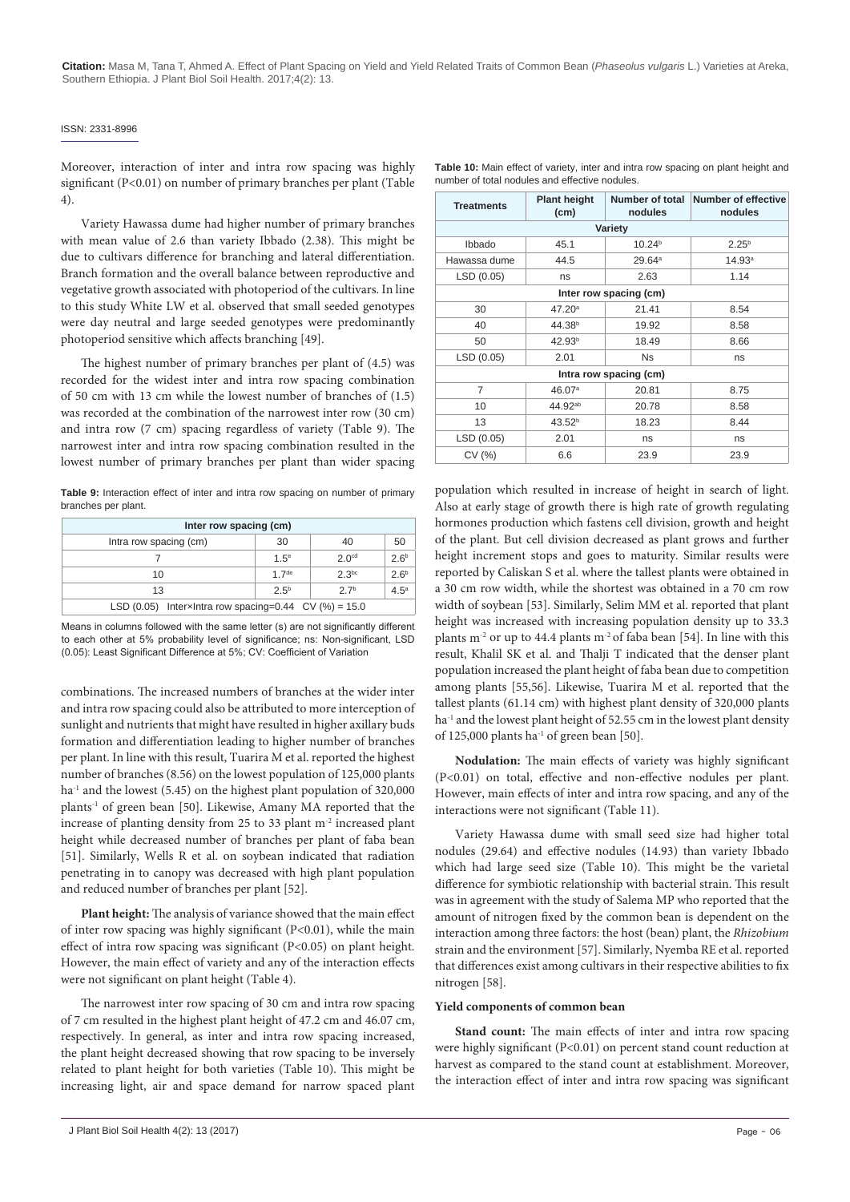Moreover, interaction of inter and intra row spacing was highly significant (P<0.01) on number of primary branches per plant (Table 4).

Variety Hawassa dume had higher number of primary branches with mean value of 2.6 than variety Ibbado (2.38). This might be due to cultivars difference for branching and lateral differentiation. Branch formation and the overall balance between reproductive and vegetative growth associated with photoperiod of the cultivars. In line to this study White LW et al. observed that small seeded genotypes were day neutral and large seeded genotypes were predominantly photoperiod sensitive which affects branching [49].

The highest number of primary branches per plant of (4.5) was recorded for the widest inter and intra row spacing combination of 50 cm with 13 cm while the lowest number of branches of (1.5) was recorded at the combination of the narrowest inter row (30 cm) and intra row (7 cm) spacing regardless of variety (Table 9). The narrowest inter and intra row spacing combination resulted in the lowest number of primary branches per plant than wider spacing combinations. The increased numbers of branches at the wider inter and intra row spacing could also be attributed to more interception of sunlight and nutrients that might have resulted in higher axillary buds formation and differentiation leading to higher number of branches per plant. In line with this result, Tuarira M et al. reported the highest number of branches (8.56) on the lowest population of 125,000 plants $ha^{-1}$ and the lowest (5.45) on the highest plant population of 320,000 $plants^{-1}$ of green bean [50]. Likewise, Amany MA reported that the increase of planting density from 25 to 33 plant $m^{-2}$ increased plant height while decreased number of branches per plant of faba bean [51]. Similarly, Wells R et al. on soybean indicated that radiation penetrating in to canopy was decreased with high plant population and reduced number of branches per plant [52].

**Table 9:** Interaction effect of inter and intra row spacing on number of primary branches per plant.

| Inter row spacing (cm) | | | |
|---|---|---|---|
| Intra row spacing (cm) | 30 | 40 | 50 |
| 7 | 1.5$^{e}$ | 2.0$^{cd}$ | 2.6$^{b}$ |
| 10 | 1.7$^{de}$ | 2.3$^{bc}$ | 2.6$^{b}$ |
| 13 | 2.5$^{b}$ | 2.7$^{b}$ | 4.5$^{a}$ |
| LSD (0.05) Inter×Intra row spacing=0.44 CV (%) = 15.0 | | | |

Means in columns followed with the same letter (s) are not significantly different to each other at 5% probability level of significance; ns: Non-significant, LSD (0.05): Least Significant Difference at 5%; CV: Coefficient of Variation

**Plant height:** The analysis of variance showed that the main effect of inter row spacing was highly significant (P<0.01), while the main effect of intra row spacing was significant (P<0.05) on plant height. However, the main effect of variety and any of the interaction effects were not significant on plant height (Table 4).

The narrowest inter row spacing of 30 cm and intra row spacing of 7 cm resulted in the highest plant height of 47.2 cm and 46.07 cm, respectively. In general, as inter and intra row spacing increased, the plant height decreased showing that row spacing to be inversely related to plant height for both varieties (Table 10). This might be increasing light, air and space demand for narrow spaced plant population which resulted in increase of height in search of light. Also at early stage of growth there is high rate of growth regulating hormones production which fastens cell division, growth and height of the plant. But cell division decreased as plant grows and further height increment stops and goes to maturity. Similar results were reported by Caliskan S et al. where the tallest plants were obtained in a 30 cm row width, while the shortest was obtained in a 70 cm row width of soybean [53]. Similarly, Selim MM et al. reported that plant height was increased with increasing population density up to 33.3 plants $m^{-2}$ or up to 44.4 plants $m^{-2}$ of faba bean [54]. In line with this result, Khalil SK et al. and Thalji T indicated that the denser plant population increased the plant height of faba bean due to competition among plants [55,56]. Likewise, Tuarira M et al. reported that the tallest plants (61.14 cm) with highest plant density of 320,000 plants $ha^{-1}$ and the lowest plant height of 52.55 cm in the lowest plant density of 125,000 plants $ha^{-1}$ of green bean [50].

**Table 10:** Main effect of variety, inter and intra row spacing on plant height and number of total nodules and effective nodules.

| Treatments | Plant height (cm) | Number of total nodules | Number of effective nodules |
|---|---|---|---|
| **Variety** | | | |
| Ibbado | 45.1 | 10.24$^{b}$ | 2.25$^{b}$ |
| Hawassa dume | 44.5 | 29.64$^{a}$ | 14.93$^{a}$ |
| LSD (0.05) | ns | 2.63 | 1.14 |
| **Inter row spacing (cm)** | | | |
| 30 | 47.20$^{a}$ | 21.41 | 8.54 |
| 40 | 44.38$^{b}$ | 19.92 | 8.58 |
| 50 | 42.93$^{b}$ | 18.49 | 8.66 |
| LSD (0.05) | 2.01 | Ns | ns |
| **Intra row spacing (cm)** | | | |
| 7 | 46.07$^{a}$ | 20.81 | 8.75 |
| 10 | 44.92$^{ab}$ | 20.78 | 8.58 |
| 13 | 43.52$^{b}$ | 18.23 | 8.44 |
| LSD (0.05) | 2.01 | ns | ns |
| CV (%) | 6.6 | 23.9 | 23.9 |

**Nodulation:** The main effects of variety was highly significant (P<0.01) on total, effective and non-effective nodules per plant. However, main effects of inter and intra row spacing, and any of the interactions were not significant (Table 11).

Variety Hawassa dume with small seed size had higher total nodules (29.64) and effective nodules (14.93) than variety Ibbado which had large seed size (Table 10). This might be the varietal difference for symbiotic relationship with bacterial strain. This result was in agreement with the study of Salema MP who reported that the amount of nitrogen fixed by the common bean is dependent on the interaction among three factors: the host (bean) plant, the *Rhizobium* strain and the environment [57]. Similarly, Nyemba RE et al. reported that differences exist among cultivars in their respective abilities to fix nitrogen [58].

### Yield components of common bean

**Stand count:** The main effects of inter and intra row spacing were highly significant (P<0.01) on percent stand count reduction at harvest as compared to the stand count at establishment. Moreover, the interaction effect of inter and intra row spacing was significant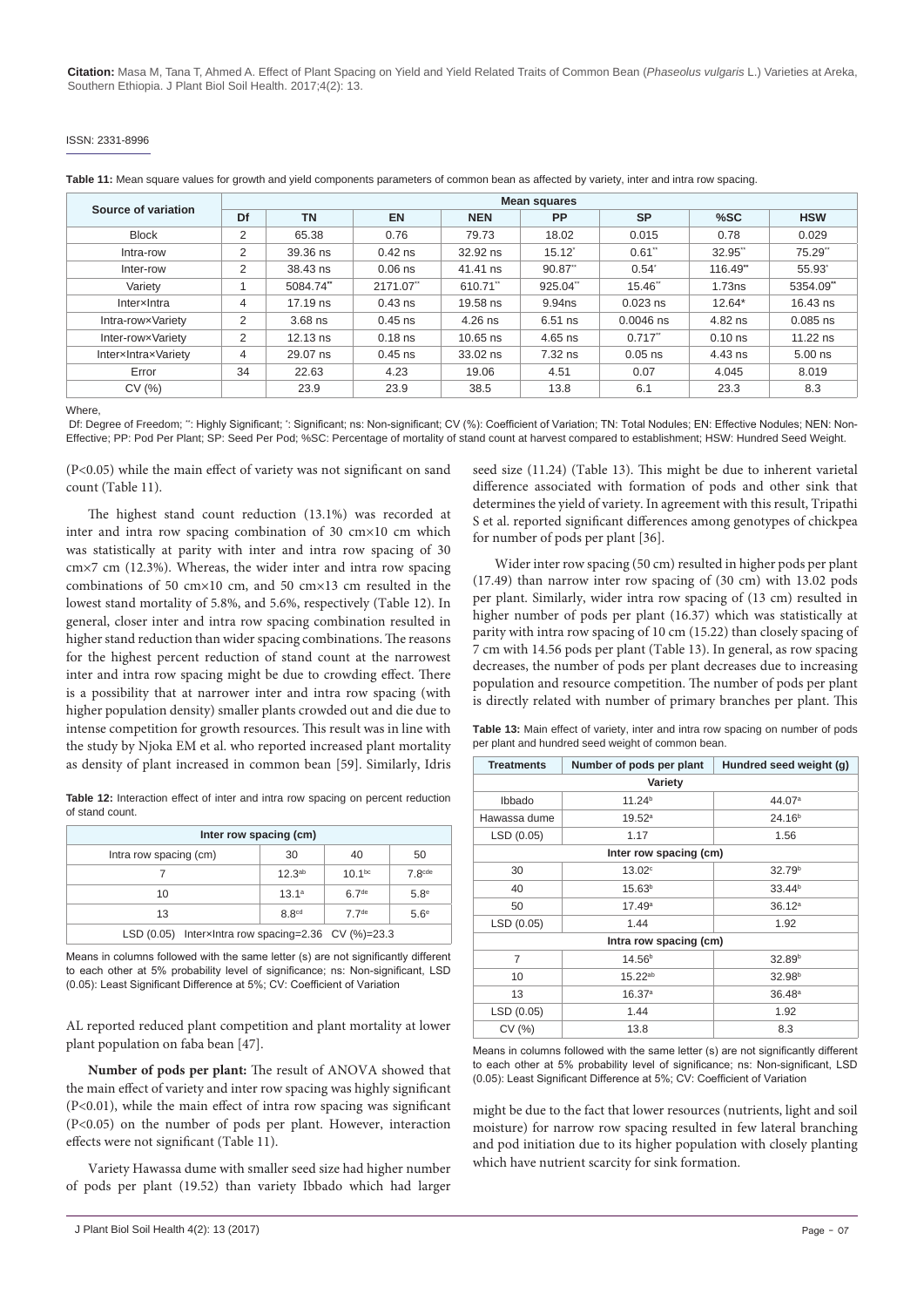**Table 11:** Mean square values for growth and yield components parameters of common bean as affected by variety, inter and intra row spacing.

| Source of variation | Mean squares | | | | | | | |
|---|---|---|---|---|---|---|---|---|
| | Df | TN | EN | NEN | PP | SP | %SC | HSW |
| Block | 2 | 65.38 | 0.76 | 79.73 | 18.02 | 0.015 | 0.78 | 0.029 |
| Intra-row | 2 | 39.36 ns | 0.42 ns | 32.92 ns | 15.12* | 0.61** | 32.95** | 75.29** |
| Inter-row | 2 | 38.43 ns | 0.06 ns | 41.41 ns | 90.87** | 0.54* | 116.49** | 55.93* |
| Variety | 1 | 5084.74** | 2171.07** | 610.71** | 925.04** | 15.46** | 1.73ns | 5354.09** |
| Inter×Intra | 4 | 17.19 ns | 0.43 ns | 19.58 ns | 9.94ns | 0.023 ns | 12.64* | 16.43 ns |
| Intra-row×Variety | 2 | 3.68 ns | 0.45 ns | 4.26 ns | 6.51 ns | 0.0046 ns | 4.82 ns | 0.085 ns |
| Inter-row×Variety | 2 | 12.13 ns | 0.18 ns | 10.65 ns | 4.65 ns | 0.717** | 0.10 ns | 11.22 ns |
| Inter×Intra×Variety | 4 | 29.07 ns | 0.45 ns | 33.02 ns | 7.32 ns | 0.05 ns | 4.43 ns | 5.00 ns |
| Error | 34 | 22.63 | 4.23 | 19.06 | 4.51 | 0.07 | 4.045 | 8.019 |
| CV (%) | | 23.9 | 23.9 | 38.5 | 13.8 | 6.1 | 23.3 | 8.3 |

Where,

Df: Degree of Freedom; **: Highly Significant; *: Significant; ns: Non-significant; CV (%): Coefficient of Variation; TN: Total Nodules; EN: Effective Nodules; NEN: Non-Effective; PP: Pod Per Plant; SP: Seed Per Pod; %SC: Percentage of mortality of stand count at harvest compared to establishment; HSW: Hundred Seed Weight.

(P<0.05) while the main effect of variety was not significant on sand count (Table 11).

The highest stand count reduction (13.1%) was recorded at inter and intra row spacing combination of 30 cm×10 cm which was statistically at parity with inter and intra row spacing of 30 cm×7 cm (12.3%). Whereas, the wider inter and intra row spacing combinations of 50 cm×10 cm, and 50 cm×13 cm resulted in the lowest stand mortality of 5.8%, and 5.6%, respectively (Table 12). In general, closer inter and intra row spacing combination resulted in higher stand reduction than wider spacing combinations. The reasons for the highest percent reduction of stand count at the narrowest inter and intra row spacing might be due to crowding effect. There is a possibility that at narrower inter and intra row spacing (with higher population density) smaller plants crowded out and die due to intense competition for growth resources. This result was in line with the study by Njoka EM et al. who reported increased plant mortality as density of plant increased in common bean [59]. Similarly, Idris AL reported reduced plant competition and plant mortality at lower plant population on faba bean [47].

**Table 12:** Interaction effect of inter and intra row spacing on percent reduction of stand count.

| | Inter row spacing (cm) | | |
|---|---|---|---|
| Intra row spacing (cm) | 30 | 40 | 50 |
| 7 | 12.3ab | 10.1bc | 7.8cde |
| 10 | 13.1a | 6.7de | 5.8e |
| 13 | 8.8cd | 7.7de | 5.6e |
| LSD (0.05) Inter×Intra row spacing=2.36 CV (%)=23.3 | | | |

Means in columns followed with the same letter (s) are not significantly different to each other at 5% probability level of significance; ns: Non-significant, LSD (0.05): Least Significant Difference at 5%; CV: Coefficient of Variation

**Number of pods per plant:** The result of ANOVA showed that the main effect of variety and inter row spacing was highly significant (P<0.01), while the main effect of intra row spacing was significant (P<0.05) on the number of pods per plant. However, interaction effects were not significant (Table 11).

Variety Hawassa dume with smaller seed size had higher number of pods per plant (19.52) than variety Ibbado which had larger seed size (11.24) (Table 13). This might be due to inherent varietal difference associated with formation of pods and other sink that determines the yield of variety. In agreement with this result, Tripathi S et al. reported significant differences among genotypes of chickpea for number of pods per plant [36].

Wider inter row spacing (50 cm) resulted in higher pods per plant (17.49) than narrow inter row spacing of (30 cm) with 13.02 pods per plant. Similarly, wider intra row spacing of (13 cm) resulted in higher number of pods per plant (16.37) which was statistically at parity with intra row spacing of 10 cm (15.22) than closely spacing of 7 cm with 14.56 pods per plant (Table 13). In general, as row spacing decreases, the number of pods per plant decreases due to increasing population and resource competition. The number of pods per plant is directly related with number of primary branches per plant. This might be due to the fact that lower resources (nutrients, light and soil moisture) for narrow row spacing resulted in few lateral branching and pod initiation due to its higher population with closely planting which have nutrient scarcity for sink formation.

**Table 13:** Main effect of variety, inter and intra row spacing on number of pods per plant and hundred seed weight of common bean.

| Treatments | Number of pods per plant | Hundred seed weight (g) |
|---|---|---|
| **Variety** | | |
| Ibbado | 11.24b | 44.07a |
| Hawassa dume | 19.52a | 24.16b |
| LSD (0.05) | 1.17 | 1.56 |
| **Inter row spacing (cm)** | | |
| 30 | 13.02c | 32.79b |
| 40 | 15.63b | 33.44b |
| 50 | 17.49a | 36.12a |
| LSD (0.05) | 1.44 | 1.92 |
| **Intra row spacing (cm)** | | |
| 7 | 14.56b | 32.89b |
| 10 | 15.22ab | 32.98b |
| 13 | 16.37a | 36.48a |
| LSD (0.05) | 1.44 | 1.92 |
| CV (%) | 13.8 | 8.3 |

Means in columns followed with the same letter (s) are not significantly different to each other at 5% probability level of significance; ns: Non-significant, LSD (0.05): Least Significant Difference at 5%; CV: Coefficient of Variation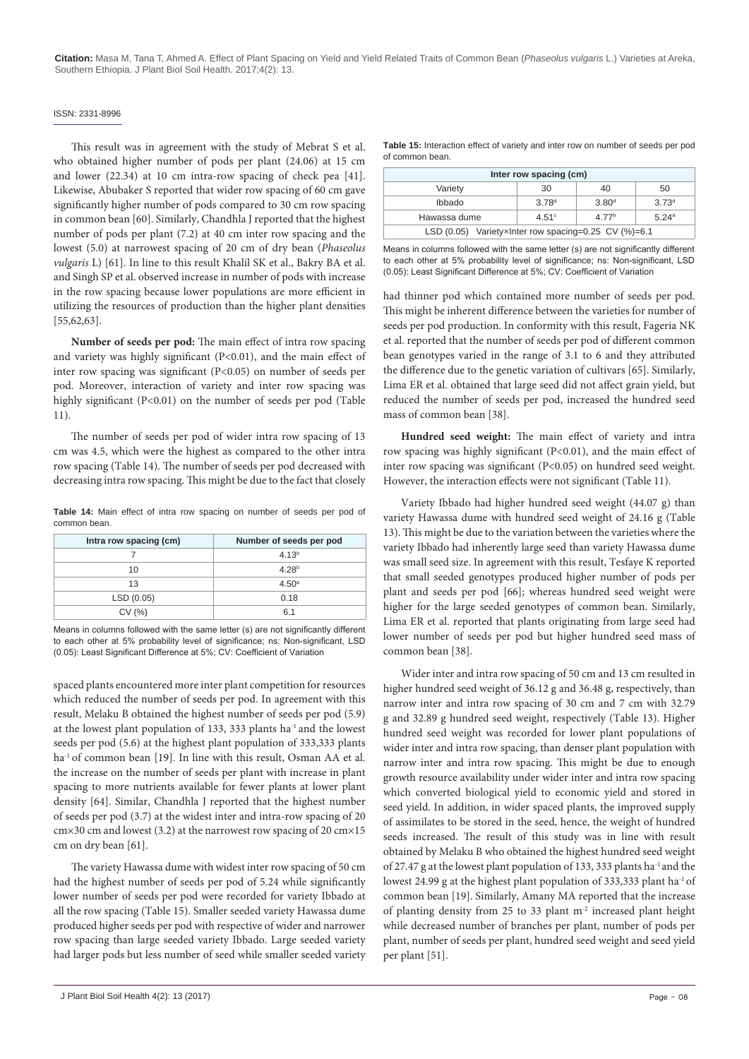This result was in agreement with the study of Mebrat S et al. who obtained higher number of pods per plant (24.06) at 15 cm and lower (22.34) at 10 cm intra-row spacing of check pea [41]. Likewise, Abubaker S reported that wider row spacing of 60 cm gave significantly higher number of pods compared to 30 cm row spacing in common bean [60]. Similarly, Chandhla J reported that the highest number of pods per plant (7.2) at 40 cm inter row spacing and the lowest (5.0) at narrowest spacing of 20 cm of dry bean (*Phaseolus vulgaris* L) [61]. In line to this result Khalil SK et al., Bakry BA et al. and Singh SP et al. observed increase in number of pods with increase in the row spacing because lower populations are more efficient in utilizing the resources of production than the higher plant densities [55,62,63].

**Number of seeds per pod:** The main effect of intra row spacing and variety was highly significant (P<0.01), and the main effect of inter row spacing was significant (P<0.05) on number of seeds per pod. Moreover, interaction of variety and inter row spacing was highly significant (P<0.01) on the number of seeds per pod (Table 11).

The number of seeds per pod of wider intra row spacing of 13 cm was 4.5, which were the highest as compared to the other intra row spacing (Table 14). The number of seeds per pod decreased with decreasing intra row spacing. This might be due to the fact that closely spaced plants encountered more inter plant competition for resources which reduced the number of seeds per pod. In agreement with this result, Melaku B obtained the highest number of seeds per pod (5.9) at the lowest plant population of 133, 333 plants ha$^{-1}$ and the lowest seeds per pod (5.6) at the highest plant population of 333,333 plants ha$^{-1}$ of common bean [19]. In line with this result, Osman AA et al. the increase on the number of seeds per plant with increase in plant spacing to more nutrients available for fewer plants at lower plant density [64]. Similar, Chandhla J reported that the highest number of seeds per pod (3.7) at the widest inter and intra-row spacing of 20 cm×30 cm and lowest (3.2) at the narrowest row spacing of 20 cm×15 cm on dry bean [61].

**Table 14:** Main effect of intra row spacing on number of seeds per pod of common bean.

| Intra row spacing (cm) | Number of seeds per pod |
|---|---|
| 7 | 4.13$^b$ |
| 10 | 4.28$^b$ |
| 13 | 4.50$^a$ |
| LSD (0.05) | 0.18 |
| CV (%) | 6.1 |

Means in columns followed with the same letter (s) are not significantly different to each other at 5% probability level of significance; ns: Non-significant, LSD (0.05): Least Significant Difference at 5%; CV: Coefficient of Variation

The variety Hawassa dume with widest inter row spacing of 50 cm had the highest number of seeds per pod of 5.24 while significantly lower number of seeds per pod were recorded for variety Ibbado at all the row spacing (Table 15). Smaller seeded variety Hawassa dume produced higher seeds per pod with respective of wider and narrower row spacing than large seeded variety Ibbado. Large seeded variety had larger pods but less number of seed while smaller seeded variety had thinner pod which contained more number of seeds per pod. This might be inherent difference between the varieties for number of seeds per pod production. In conformity with this result, Fageria NK et al. reported that the number of seeds per pod of different common bean genotypes varied in the range of 3.1 to 6 and they attributed the difference due to the genetic variation of cultivars [65]. Similarly, Lima ER et al. obtained that large seed did not affect grain yield, but reduced the number of seeds per pod, increased the hundred seed mass of common bean [38].

**Table 15:** Interaction effect of variety and inter row on number of seeds per pod of common bean.

| Inter row spacing (cm) | | | |
|---|---|---|---|
| Variety | 30 | 40 | 50 |
| Ibbado | 3.78$^d$ | 3.80$^d$ | 3.73$^d$ |
| Hawassa dume | 4.51$^c$ | 4.77$^b$ | 5.24$^a$ |
| LSD (0.05) Variety×Inter row spacing=0.25 CV (%)=6.1 | | | |

Means in columns followed with the same letter (s) are not significantly different to each other at 5% probability level of significance; ns: Non-significant, LSD (0.05): Least Significant Difference at 5%; CV: Coefficient of Variation

**Hundred seed weight:** The main effect of variety and intra row spacing was highly significant (P<0.01), and the main effect of inter row spacing was significant (P<0.05) on hundred seed weight. However, the interaction effects were not significant (Table 11).

Variety Ibbado had higher hundred seed weight (44.07 g) than variety Hawassa dume with hundred seed weight of 24.16 g (Table 13). This might be due to the variation between the varieties where the variety Ibbado had inherently large seed than variety Hawassa dume was small seed size. In agreement with this result, Tesfaye K reported that small seeded genotypes produced higher number of pods per plant and seeds per pod [66]; whereas hundred seed weight were higher for the large seeded genotypes of common bean. Similarly, Lima ER et al. reported that plants originating from large seed had lower number of seeds per pod but higher hundred seed mass of common bean [38].

Wider inter and intra row spacing of 50 cm and 13 cm resulted in higher hundred seed weight of 36.12 g and 36.48 g, respectively, than narrow inter and intra row spacing of 30 cm and 7 cm with 32.79 g and 32.89 g hundred seed weight, respectively (Table 13). Higher hundred seed weight was recorded for lower plant populations of wider inter and intra row spacing, than denser plant population with narrow inter and intra row spacing. This might be due to enough growth resource availability under wider inter and intra row spacing which converted biological yield to economic yield and stored in seed yield. In addition, in wider spaced plants, the improved supply of assimilates to be stored in the seed, hence, the weight of hundred seeds increased. The result of this study was in line with result obtained by Melaku B who obtained the highest hundred seed weight of 27.47 g at the lowest plant population of 133, 333 plants ha$^{-1}$ and the lowest 24.99 g at the highest plant population of 333,333 plant ha$^{-1}$ of common bean [19]. Similarly, Amany MA reported that the increase of planting density from 25 to 33 plant m$^{-2}$ increased plant height while decreased number of branches per plant, number of pods per plant, number of seeds per plant, hundred seed weight and seed yield per plant [51].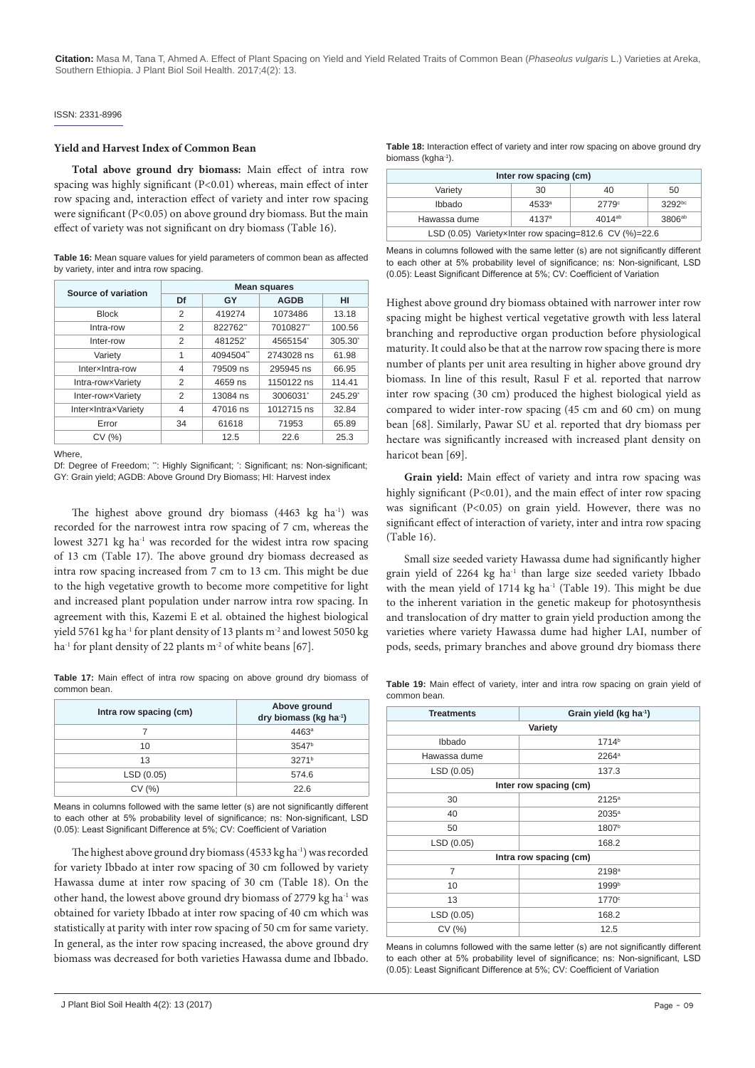### Yield and Harvest Index of Common Bean

**Total above ground dry biomass:** Main effect of intra row spacing was highly significant (P<0.01) whereas, main effect of inter row spacing and, interaction effect of variety and inter row spacing were significant (P<0.05) on above ground dry biomass. But the main effect of variety was not significant on dry biomass (Table 16).

**Table 16:** Mean square values for yield parameters of common bean as affected by variety, inter and intra row spacing.

| Source of variation | Mean squares | | | |
|---|---|---|---|---|
| | Df | GY | AGDB | HI |
| Block | 2 | 419274 | 1073486 | 13.18 |
| Intra-row | 2 | 822762** | 7010827** | 100.56 |
| Inter-row | 2 | 481252* | 4565154* | 305.30* |
| Variety | 1 | 4094504** | 2743028 ns | 61.98 |
| Inter×Intra-row | 4 | 79509 ns | 295945 ns | 66.95 |
| Intra-row×Variety | 2 | 4659 ns | 1150122 ns | 114.41 |
| Inter-row×Variety | 2 | 13084 ns | 3006031* | 245.29* |
| Inter×Intra×Variety | 4 | 47016 ns | 1012715 ns | 32.84 |
| Error | 34 | 61618 | 71953 | 65.89 |
| CV (%) | | 12.5 | 22.6 | 25.3 |

Where,

Df: Degree of Freedom; **: Highly Significant; *: Significant; ns: Non-significant; GY: Grain yield; AGDB: Above Ground Dry Biomass; HI: Harvest index

The highest above ground dry biomass (4463 kg ha$^{-1}$) was recorded for the narrowest intra row spacing of 7 cm, whereas the lowest 3271 kg ha$^{-1}$ was recorded for the widest intra row spacing of 13 cm (Table 17). The above ground dry biomass decreased as intra row spacing increased from 7 cm to 13 cm. This might be due to the high vegetative growth to become more competitive for light and increased plant population under narrow intra row spacing. In agreement with this, Kazemi E et al. obtained the highest biological yield 5761 kg ha$^{-1}$ for plant density of 13 plants m$^{-2}$ and lowest 5050 kg ha$^{-1}$ for plant density of 22 plants m$^{-2}$ of white beans [67].

**Table 17:** Main effect of intra row spacing on above ground dry biomass of common bean.

| Intra row spacing (cm) | Above ground dry biomass (kg ha$^{-1}$) |
|---|---|
| 7 | 4463$^{a}$ |
| 10 | 3547$^{b}$ |
| 13 | 3271$^{b}$ |
| LSD (0.05) | 574.6 |
| CV (%) | 22.6 |

Means in columns followed with the same letter (s) are not significantly different to each other at 5% probability level of significance; ns: Non-significant, LSD (0.05): Least Significant Difference at 5%; CV: Coefficient of Variation

The highest above ground dry biomass (4533 kg ha$^{-1}$) was recorded for variety Ibbado at inter row spacing of 30 cm followed by variety Hawassa dume at inter row spacing of 30 cm (Table 18). On the other hand, the lowest above ground dry biomass of 2779 kg ha$^{-1}$ was obtained for variety Ibbado at inter row spacing of 40 cm which was statistically at parity with inter row spacing of 50 cm for same variety. In general, as the inter row spacing increased, the above ground dry biomass was decreased for both varieties Hawassa dume and Ibbado.

**Table 18:** Interaction effect of variety and inter row spacing on above ground dry biomass (kgha$^{-1}$).

| Inter row spacing (cm) | | | |
|---|---|---|---|
| Variety | 30 | 40 | 50 |
| Ibbado | 4533$^{a}$ | 2779$^{c}$ | 3292$^{bc}$ |
| Hawassa dume | 4137$^{a}$ | 4014$^{ab}$ | 3806$^{ab}$ |
| LSD (0.05) Variety×Inter row spacing=812.6 CV (%)=22.6 | | | |

Means in columns followed with the same letter (s) are not significantly different to each other at 5% probability level of significance; ns: Non-significant, LSD (0.05): Least Significant Difference at 5%; CV: Coefficient of Variation

Highest above ground dry biomass obtained with narrower inter row spacing might be highest vertical vegetative growth with less lateral branching and reproductive organ production before physiological maturity. It could also be that at the narrow row spacing there is more number of plants per unit area resulting in higher above ground dry biomass. In line of this result, Rasul F et al. reported that narrow inter row spacing (30 cm) produced the highest biological yield as compared to wider inter-row spacing (45 cm and 60 cm) on mung bean [68]. Similarly, Pawar SU et al. reported that dry biomass per hectare was significantly increased with increased plant density on haricot bean [69].

**Grain yield:** Main effect of variety and intra row spacing was highly significant (P<0.01), and the main effect of inter row spacing was significant (P<0.05) on grain yield. However, there was no significant effect of interaction of variety, inter and intra row spacing (Table 16).

Small size seeded variety Hawassa dume had significantly higher grain yield of 2264 kg ha$^{-1}$ than large size seeded variety Ibbado with the mean yield of 1714 kg ha$^{-1}$ (Table 19). This might be due to the inherent variation in the genetic makeup for photosynthesis and translocation of dry matter to grain yield production among the varieties where variety Hawassa dume had higher LAI, number of pods, seeds, primary branches and above ground dry biomass there

**Table 19:** Main effect of variety, inter and intra row spacing on grain yield of common bean.

| Treatments | Grain yield (kg ha$^{-1}$) |
|---|---|
| **Variety** | |
| Ibbado | 1714$^{b}$ |
| Hawassa dume | 2264$^{a}$ |
| LSD (0.05) | 137.3 |
| **Inter row spacing (cm)** | |
| 30 | 2125$^{a}$ |
| 40 | 2035$^{a}$ |
| 50 | 1807$^{b}$ |
| LSD (0.05) | 168.2 |
| **Intra row spacing (cm)** | |
| 7 | 2198$^{a}$ |
| 10 | 1999$^{b}$ |
| 13 | 1770$^{c}$ |
| LSD (0.05) | 168.2 |
| CV (%) | 12.5 |

Means in columns followed with the same letter (s) are not significantly different to each other at 5% probability level of significance; ns: Non-significant, LSD (0.05): Least Significant Difference at 5%; CV: Coefficient of Variation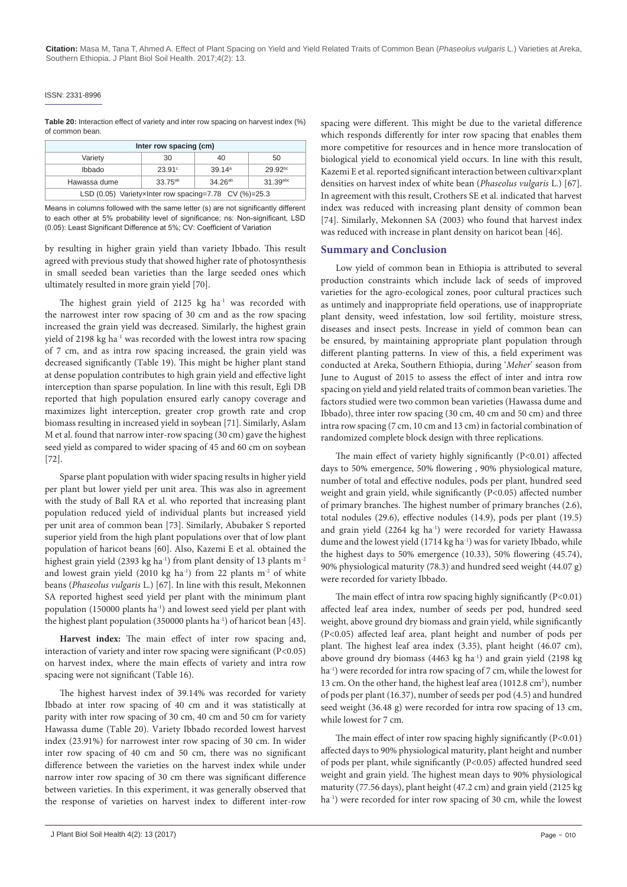**Table 20:** Interaction effect of variety and inter row spacing on harvest index (%) of common bean.

| Inter row spacing (cm) | | | |
|---|---|---|---|
| Variety | 30 | 40 | 50 |
| Ibbado | 23.91[c] | 39.14[a] | 29.92[bc] |
| Hawassa dume | 33.75[ab] | 34.26[ab] | 31.39[abc] |
| LSD (0.05) Variety×Inter row spacing=7.78 CV (%)=25.3 | | | |

Means in columns followed with the same letter (s) are not significantly different to each other at 5% probability level of significance; ns: Non-significant, LSD (0.05): Least Significant Difference at 5%; CV: Coefficient of Variation

by resulting in higher grain yield than variety Ibbado. This result agreed with previous study that showed higher rate of photosynthesis in small seeded bean varieties than the large seeded ones which ultimately resulted in more grain yield [70].

The highest grain yield of 2125 kg $ha^{-1}$ was recorded with the narrowest inter row spacing of 30 cm and as the row spacing increased the grain yield was decreased. Similarly, the highest grain yield of 2198 kg $ha^{-1}$ was recorded with the lowest intra row spacing of 7 cm, and as intra row spacing increased, the grain yield was decreased significantly (Table 19). This might be higher plant stand at dense population contributes to high grain yield and effective light interception than sparse population. In line with this result, Egli DB reported that high population ensured early canopy coverage and maximizes light interception, greater crop growth rate and crop biomass resulting in increased yield in soybean [71]. Similarly, Aslam M et al. found that narrow inter-row spacing (30 cm) gave the highest seed yield as compared to wider spacing of 45 and 60 cm on soybean [72].

Sparse plant population with wider spacing results in higher yield per plant but lower yield per unit area. This was also in agreement with the study of Ball RA et al. who reported that increasing plant population reduced yield of individual plants but increased yield per unit area of common bean [73]. Similarly, Abubaker S reported superior yield from the high plant populations over that of low plant population of haricot beans [60]. Also, Kazemi E et al. obtained the highest grain yield (2393 kg $ha^{-1}$) from plant density of 13 plants $m^{-2}$ and lowest grain yield (2010 kg $ha^{-1}$) from 22 plants $m^{-2}$ of white beans (*Phaseolus vulgaris* L.) [67]. In line with this result, Mekonnen SA reported highest seed yield per plant with the minimum plant population (150000 plants $ha^{-1}$) and lowest seed yield per plant with the highest plant population (350000 plants $ha^{-1}$) of haricot bean [43].

**Harvest index:** The main effect of inter row spacing and, interaction of variety and inter row spacing were significant ($P<0.05$) on harvest index, where the main effects of variety and intra row spacing were not significant (Table 16).

The highest harvest index of 39.14% was recorded for variety Ibbado at inter row spacing of 40 cm and it was statistically at parity with inter row spacing of 30 cm, 40 cm and 50 cm for variety Hawassa dume (Table 20). Variety Ibbado recorded lowest harvest index (23.91%) for narrowest inter row spacing of 30 cm. In wider inter row spacing of 40 cm and 50 cm, there was no significant difference between the varieties on the harvest index while under narrow inter row spacing of 30 cm there was significant difference between varieties. In this experiment, it was generally observed that the response of varieties on harvest index to different inter-row spacing were different. This might be due to the varietal difference which responds differently for inter row spacing that enables them more competitive for resources and in hence more translocation of biological yield to economical yield occurs. In line with this result, Kazemi E et al. reported significant interaction between cultivar×plant densities on harvest index of white bean (*Phaseolus vulgaris* L.) [67]. In agreement with this result, Crothers SE et al. indicated that harvest index was reduced with increasing plant density of common bean [74]. Similarly, Mekonnen SA (2003) who found that harvest index was reduced with increase in plant density on haricot bean [46].

## Summary and Conclusion

Low yield of common bean in Ethiopia is attributed to several production constraints which include lack of seeds of improved varieties for the agro-ecological zones, poor cultural practices such as untimely and inappropriate field operations, use of inappropriate plant density, weed infestation, low soil fertility, moisture stress, diseases and insect pests. Increase in yield of common bean can be ensured, by maintaining appropriate plant population through different planting patterns. In view of this, a field experiment was conducted at Areka, Southern Ethiopia, during '*Meher*' season from June to August of 2015 to assess the effect of inter and intra row spacing on yield and yield related traits of common bean varieties. The factors studied were two common bean varieties (Hawassa dume and Ibbado), three inter row spacing (30 cm, 40 cm and 50 cm) and three intra row spacing (7 cm, 10 cm and 13 cm) in factorial combination of randomized complete block design with three replications.

The main effect of variety highly significantly ($P<0.01$) affected days to 50% emergence, 50% flowering , 90% physiological mature, number of total and effective nodules, pods per plant, hundred seed weight and grain yield, while significantly ($P<0.05$) affected number of primary branches. The highest number of primary branches (2.6), total nodules (29.6), effective nodules (14.9), pods per plant (19.5) and grain yield (2264 kg $ha^{-1}$) were recorded for variety Hawassa dume and the lowest yield (1714 kg $ha^{-1}$) was for variety Ibbado, while the highest days to 50% emergence (10.33), 50% flowering (45.74), 90% physiological maturity (78.3) and hundred seed weight (44.07 g) were recorded for variety Ibbado.

The main effect of intra row spacing highly significantly ($P<0.01$) affected leaf area index, number of seeds per pod, hundred seed weight, above ground dry biomass and grain yield, while significantly ($P<0.05$) affected leaf area, plant height and number of pods per plant. The highest leaf area index (3.35), plant height (46.07 cm), above ground dry biomass (4463 kg $ha^{-1}$) and grain yield (2198 kg $ha^{-1}$) were recorded for intra row spacing of 7 cm, while the lowest for 13 cm. On the other hand, the highest leaf area (1012.8 $cm^2$), number of pods per plant (16.37), number of seeds per pod (4.5) and hundred seed weight (36.48 g) were recorded for intra row spacing of 13 cm, while lowest for 7 cm.

The main effect of inter row spacing highly significantly ($P<0.01$) affected days to 90% physiological maturity, plant height and number of pods per plant, while significantly ($P<0.05$) affected hundred seed weight and grain yield. The highest mean days to 90% physiological maturity (77.56 days), plant height (47.2 cm) and grain yield (2125 kg $ha^{-1}$) were recorded for inter row spacing of 30 cm, while the lowest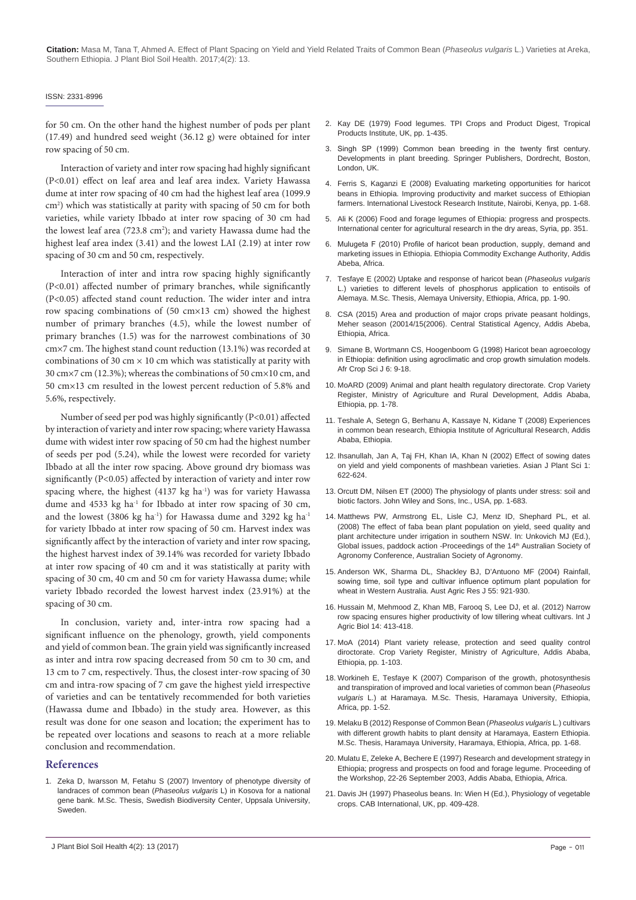for 50 cm. On the other hand the highest number of pods per plant (17.49) and hundred seed weight (36.12 g) were obtained for inter row spacing of 50 cm.

Interaction of variety and inter row spacing had highly significant (P<0.01) effect on leaf area and leaf area index. Variety Hawassa dume at inter row spacing of 40 cm had the highest leaf area (1099.9 $cm^2$) which was statistically at parity with spacing of 50 cm for both varieties, while variety Ibbado at inter row spacing of 30 cm had the lowest leaf area (723.8 $cm^2$); and variety Hawassa dume had the highest leaf area index (3.41) and the lowest LAI (2.19) at inter row spacing of 30 cm and 50 cm, respectively.

Interaction of inter and intra row spacing highly significantly (P<0.01) affected number of primary branches, while significantly (P<0.05) affected stand count reduction. The wider inter and intra row spacing combinations of (50 cm×13 cm) showed the highest number of primary branches (4.5), while the lowest number of primary branches (1.5) was for the narrowest combinations of 30 cm×7 cm. The highest stand count reduction (13.1%) was recorded at combinations of 30 cm × 10 cm which was statistically at parity with 30 cm×7 cm (12.3%); whereas the combinations of 50 cm×10 cm, and 50 cm×13 cm resulted in the lowest percent reduction of 5.8% and 5.6%, respectively.

Number of seed per pod was highly significantly (P<0.01) affected by interaction of variety and inter row spacing; where variety Hawassa dume with widest inter row spacing of 50 cm had the highest number of seeds per pod (5.24), while the lowest were recorded for variety Ibbado at all the inter row spacing. Above ground dry biomass was significantly (P<0.05) affected by interaction of variety and inter row spacing where, the highest (4137 kg $ha^{-1}$) was for variety Hawassa dume and 4533 kg $ha^{-1}$ for Ibbado at inter row spacing of 30 cm, and the lowest (3806 kg $ha^{-1}$) for Hawassa dume and 3292 kg $ha^{-1}$ for variety Ibbado at inter row spacing of 50 cm. Harvest index was significantly affect by the interaction of variety and inter row spacing, the highest harvest index of 39.14% was recorded for variety Ibbado at inter row spacing of 40 cm and it was statistically at parity with spacing of 30 cm, 40 cm and 50 cm for variety Hawassa dume; while variety Ibbado recorded the lowest harvest index (23.91%) at the spacing of 30 cm.

In conclusion, variety and, inter-intra row spacing had a significant influence on the phenology, growth, yield components and yield of common bean. The grain yield was significantly increased as inter and intra row spacing decreased from 50 cm to 30 cm, and 13 cm to 7 cm, respectively. Thus, the closest inter-row spacing of 30 cm and intra-row spacing of 7 cm gave the highest yield irrespective of varieties and can be tentatively recommended for both varieties (Hawassa dume and Ibbado) in the study area. However, as this result was done for one season and location; the experiment has to be repeated over locations and seasons to reach at a more reliable conclusion and recommendation.

## References

1. Zeka D, Iwarsson M, Fetahu S (2007) Inventory of phenotype diversity of landraces of common bean (*Phaseolus vulgaris* L) in Kosova for a national gene bank. M.Sc. Thesis, Swedish Biodiversity Center, Uppsala University, Sweden.
2. Kay DE (1979) Food legumes. TPI Crops and Product Digest, Tropical Products Institute, UK, pp. 1-435.
3. Singh SP (1999) Common bean breeding in the twenty first century. Developments in plant breeding. Springer Publishers, Dordrecht, Boston, London, UK.
4. Ferris S, Kaganzi E (2008) Evaluating marketing opportunities for haricot beans in Ethiopia. Improving productivity and market success of Ethiopian farmers. International Livestock Research Institute, Nairobi, Kenya, pp. 1-68.
5. Ali K (2006) Food and forage legumes of Ethiopia: progress and prospects. International center for agricultural research in the dry areas, Syria, pp. 351.
6. Mulugeta F (2010) Profile of haricot bean production, supply, demand and marketing issues in Ethiopia. Ethiopia Commodity Exchange Authority, Addis Abeba, Africa.
7. Tesfaye E (2002) Uptake and response of haricot bean (*Phaseolus vulgaris* L.) varieties to different levels of phosphorus application to entisoils of Alemaya. M.Sc. Thesis, Alemaya University, Ethiopia, Africa, pp. 1-90.
8. CSA (2015) Area and production of major crops private peasant holdings, Meher season (20014/15(2006). Central Statistical Agency, Addis Abeba, Ethiopia, Africa.
9. Simane B, Wortmann CS, Hoogenboom G (1998) Haricot bean agroecology in Ethiopia: definition using agroclimatic and crop growth simulation models. Afr Crop Sci J 6: 9-18.
10. MoARD (2009) Animal and plant health regulatory directorate. Crop Variety Register, Ministry of Agriculture and Rural Development, Addis Ababa, Ethiopia, pp. 1-78.
11. Teshale A, Setegn G, Berhanu A, Kassaye N, Kidane T (2008) Experiences in common bean research, Ethiopia Institute of Agricultural Research, Addis Ababa, Ethiopia.
12. Ihsanullah, Jan A, Taj FH, Khan IA, Khan N (2002) Effect of sowing dates on yield and yield components of mashbean varieties. Asian J Plant Sci 1: 622-624.
13. Orcutt DM, Nilsen ET (2000) The physiology of plants under stress: soil and biotic factors. John Wiley and Sons, Inc., USA, pp. 1-683.
14. Matthews PW, Armstrong EL, Lisle CJ, Menz ID, Shephard PL, et al. (2008) The effect of faba bean plant population on yield, seed quality and plant architecture under irrigation in southern NSW. In: Unkovich MJ (Ed.), Global issues, paddock action -Proceedings of the 14th Australian Society of Agronomy Conference, Australian Society of Agronomy.
15. Anderson WK, Sharma DL, Shackley BJ, D'Antuono MF (2004) Rainfall, sowing time, soil type and cultivar influence optimum plant population for wheat in Western Australia. Aust Agric Res J 55: 921-930.
16. Hussain M, Mehmood Z, Khan MB, Farooq S, Lee DJ, et al. (2012) Narrow row spacing ensures higher productivity of low tillering wheat cultivars. Int J Agric Biol 14: 413-418.
17. MoA (2014) Plant variety release, protection and seed quality control directorate. Crop Variety Register, Ministry of Agriculture, Addis Ababa, Ethiopia, pp. 1-103.
18. Workineh E, Tesfaye K (2007) Comparison of the growth, photosynthesis and transpiration of improved and local varieties of common bean (*Phaseolus vulgaris* L.) at Haramaya. M.Sc. Thesis, Haramaya University, Ethiopia, Africa, pp. 1-52.
19. Melaku B (2012) Response of Common Bean (*Phaseolus vulgaris* L.) cultivars with different growth habits to plant density at Haramaya, Eastern Ethiopia. M.Sc. Thesis, Haramaya University, Haramaya, Ethiopia, Africa, pp. 1-68.
20. Mulatu E, Zeleke A, Bechere E (1997) Research and development strategy in Ethiopia; progress and prospects on food and forage legume. Proceeding of the Workshop, 22-26 September 2003, Addis Ababa, Ethiopia, Africa.
21. Davis JH (1997) Phaseolus beans. In: Wien H (Ed.), Physiology of vegetable crops. CAB International, UK, pp. 409-428.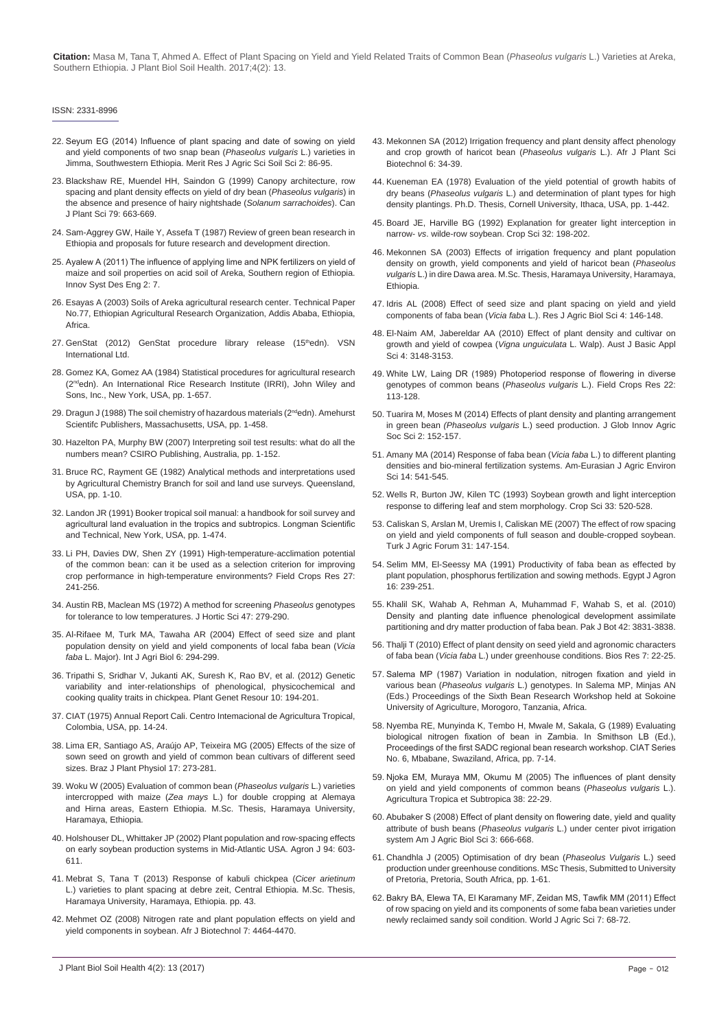22. Seyum EG (2014) Influence of plant spacing and date of sowing on yield and yield components of two snap bean (*Phaseolus vulgaris* L.) varieties in Jimma, Southwestern Ethiopia. Merit Res J Agric Sci Soil Sci 2: 86-95.

23. Blackshaw RE, Muendel HH, Saindon G (1999) Canopy architecture, row spacing and plant density effects on yield of dry bean (*Phaseolus vulgaris*) in the absence and presence of hairy nightshade (*Solanum sarrachoides*). Can J Plant Sci 79: 663-669.

24. Sam-Aggrey GW, Haile Y, Assefa T (1987) Review of green bean research in Ethiopia and proposals for future research and development direction.

25. Ayalew A (2011) The influence of applying lime and NPK fertilizers on yield of maize and soil properties on acid soil of Areka, Southern region of Ethiopia. Innov Syst Des Eng 2: 7.

26. Esayas A (2003) Soils of Areka agricultural research center. Technical Paper No.77, Ethiopian Agricultural Research Organization, Addis Ababa, Ethiopia, Africa.

27. GenStat (2012) GenStat procedure library release (15[th]edn). VSN International Ltd.

28. Gomez KA, Gomez AA (1984) Statistical procedures for agricultural research (2[nd]edn). An International Rice Research Institute (IRRI), John Wiley and Sons, Inc., New York, USA, pp. 1-657.

29. Dragun J (1988) The soil chemistry of hazardous materials (2[nd]edn). Amehurst Scientifc Publishers, Massachusetts, USA, pp. 1-458.

30. Hazelton PA, Murphy BW (2007) Interpreting soil test results: what do all the numbers mean? CSIRO Publishing, Australia, pp. 1-152.

31. Bruce RC, Rayment GE (1982) Analytical methods and interpretations used by Agricultural Chemistry Branch for soil and land use surveys. Queensland, USA, pp. 1-10.

32. Landon JR (1991) Booker tropical soil manual: a handbook for soil survey and agricultural land evaluation in the tropics and subtropics. Longman Scientific and Technical, New York, USA, pp. 1-474.

33. Li PH, Davies DW, Shen ZY (1991) High-temperature-acclimation potential of the common bean: can it be used as a selection criterion for improving crop performance in high-temperature environments? Field Crops Res 27: 241-256.

34. Austin RB, Maclean MS (1972) A method for screening *Phaseolus* genotypes for tolerance to low temperatures. J Hortic Sci 47: 279-290.

35. Al-Rifaee M, Turk MA, Tawaha AR (2004) Effect of seed size and plant population density on yield and yield components of local faba bean (*Vicia faba* L. Major). Int J Agri Biol 6: 294-299.

36. Tripathi S, Sridhar V, Jukanti AK, Suresh K, Rao BV, et al. (2012) Genetic variability and inter-relationships of phenological, physicochemical and cooking quality traits in chickpea. Plant Genet Resour 10: 194-201.

37. CIAT (1975) Annual Report Cali. Centro Intemacional de Agricultura Tropical, Colombia, USA, pp. 14-24.

38. Lima ER, Santiago AS, Araújo AP, Teixeira MG (2005) Effects of the size of sown seed on growth and yield of common bean cultivars of different seed sizes. Braz J Plant Physiol 17: 273-281.

39. Woku W (2005) Evaluation of common bean (*Phaseolus vulgaris* L.) varieties intercropped with maize (*Zea mays* L.) for double cropping at Alemaya and Hirna areas, Eastern Ethiopia. M.Sc. Thesis, Haramaya University, Haramaya, Ethiopia.

40. Holshouser DL, Whittaker JP (2002) Plant population and row-spacing effects on early soybean production systems in Mid-Atlantic USA. Agron J 94: 603-611.

41. Mebrat S, Tana T (2013) Response of kabuli chickpea (*Cicer arietinum* L.) varieties to plant spacing at debre zeit, Central Ethiopia. M.Sc. Thesis, Haramaya University, Haramaya, Ethiopia. pp. 43.

42. Mehmet OZ (2008) Nitrogen rate and plant population effects on yield and yield components in soybean. Afr J Biotechnol 7: 4464-4470.

43. Mekonnen SA (2012) Irrigation frequency and plant density affect phenology and crop growth of haricot bean (*Phaseolus vulgaris* L.). Afr J Plant Sci Biotechnol 6: 34-39.

44. Kueneman EA (1978) Evaluation of the yield potential of growth habits of dry beans (*Phaseolus vulgaris* L.) and determination of plant types for high density plantings. Ph.D. Thesis, Cornell University, Ithaca, USA, pp. 1-442.

45. Board JE, Harville BG (1992) Explanation for greater light interception in narrow- *vs*. wilde-row soybean. Crop Sci 32: 198-202.

46. Mekonnen SA (2003) Effects of irrigation frequency and plant population density on growth, yield components and yield of haricot bean (*Phaseolus vulgaris* L.) in dire Dawa area. M.Sc. Thesis, Haramaya University, Haramaya, Ethiopia.

47. Idris AL (2008) Effect of seed size and plant spacing on yield and yield components of faba bean (*Vicia faba* L.). Res J Agric Biol Sci 4: 146-148.

48. El-Naim AM, Jabereldar AA (2010) Effect of plant density and cultivar on growth and yield of cowpea (*Vigna unguiculata* L. Walp). Aust J Basic Appl Sci 4: 3148-3153.

49. White LW, Laing DR (1989) Photoperiod response of flowering in diverse genotypes of common beans (*Phaseolus vulgaris* L.). Field Crops Res 22: 113-128.

50. Tuarira M, Moses M (2014) Effects of plant density and planting arrangement in green bean *(Phaseolus vulgaris* L.) seed production. J Glob Innov Agric Soc Sci 2: 152-157.

51. Amany MA (2014) Response of faba bean (*Vicia faba* L.) to different planting densities and bio-mineral fertilization systems. Am-Eurasian J Agric Environ Sci 14: 541-545.

52. Wells R, Burton JW, Kilen TC (1993) Soybean growth and light interception response to differing leaf and stem morphology. Crop Sci 33: 520-528.

53. Caliskan S, Arslan M, Uremis I, Caliskan ME (2007) The effect of row spacing on yield and yield components of full season and double-cropped soybean. Turk J Agric Forum 31: 147-154.

54. Selim MM, El-Seessy MA (1991) Productivity of faba bean as effected by plant population, phosphorus fertilization and sowing methods. Egypt J Agron 16: 239-251.

55. Khalil SK, Wahab A, Rehman A, Muhammad F, Wahab S, et al. (2010) Density and planting date influence phenological development assimilate partitioning and dry matter production of faba bean. Pak J Bot 42: 3831-3838.

56. Thalji T (2010) Effect of plant density on seed yield and agronomic characters of faba bean (*Vicia faba* L.) under greenhouse conditions. Bios Res 7: 22-25.

57. Salema MP (1987) Variation in nodulation, nitrogen fixation and yield in various bean (*Phaseolus vulgaris* L.) genotypes. In Salema MP, Minjas AN (Eds.) Proceedings of the Sixth Bean Research Workshop held at Sokoine University of Agriculture, Morogoro, Tanzania, Africa.

58. Nyemba RE, Munyinda K, Tembo H, Mwale M, Sakala, G (1989) Evaluating biological nitrogen fixation of bean in Zambia. In Smithson LB (Ed.), Proceedings of the first SADC regional bean research workshop. CIAT Series No. 6, Mbabane, Swaziland, Africa, pp. 7-14.

59. Njoka EM, Muraya MM, Okumu M (2005) The influences of plant density on yield and yield components of common beans (*Phaseolus vulgaris* L.). Agricultura Tropica et Subtropica 38: 22-29.

60. Abubaker S (2008) Effect of plant density on flowering date, yield and quality attribute of bush beans (*Phaseolus vulgaris* L.) under center pivot irrigation system Am J Agric Biol Sci 3: 666-668.

61. Chandhla J (2005) Optimisation of dry bean (*Phaseolus Vulgaris* L.) seed production under greenhouse conditions. MSc Thesis, Submitted to University of Pretoria, Pretoria, South Africa, pp. 1-61.

62. Bakry BA, Elewa TA, El Karamany MF, Zeidan MS, Tawfik MM (2011) Effect of row spacing on yield and its components of some faba bean varieties under newly reclaimed sandy soil condition. World J Agric Sci 7: 68-72.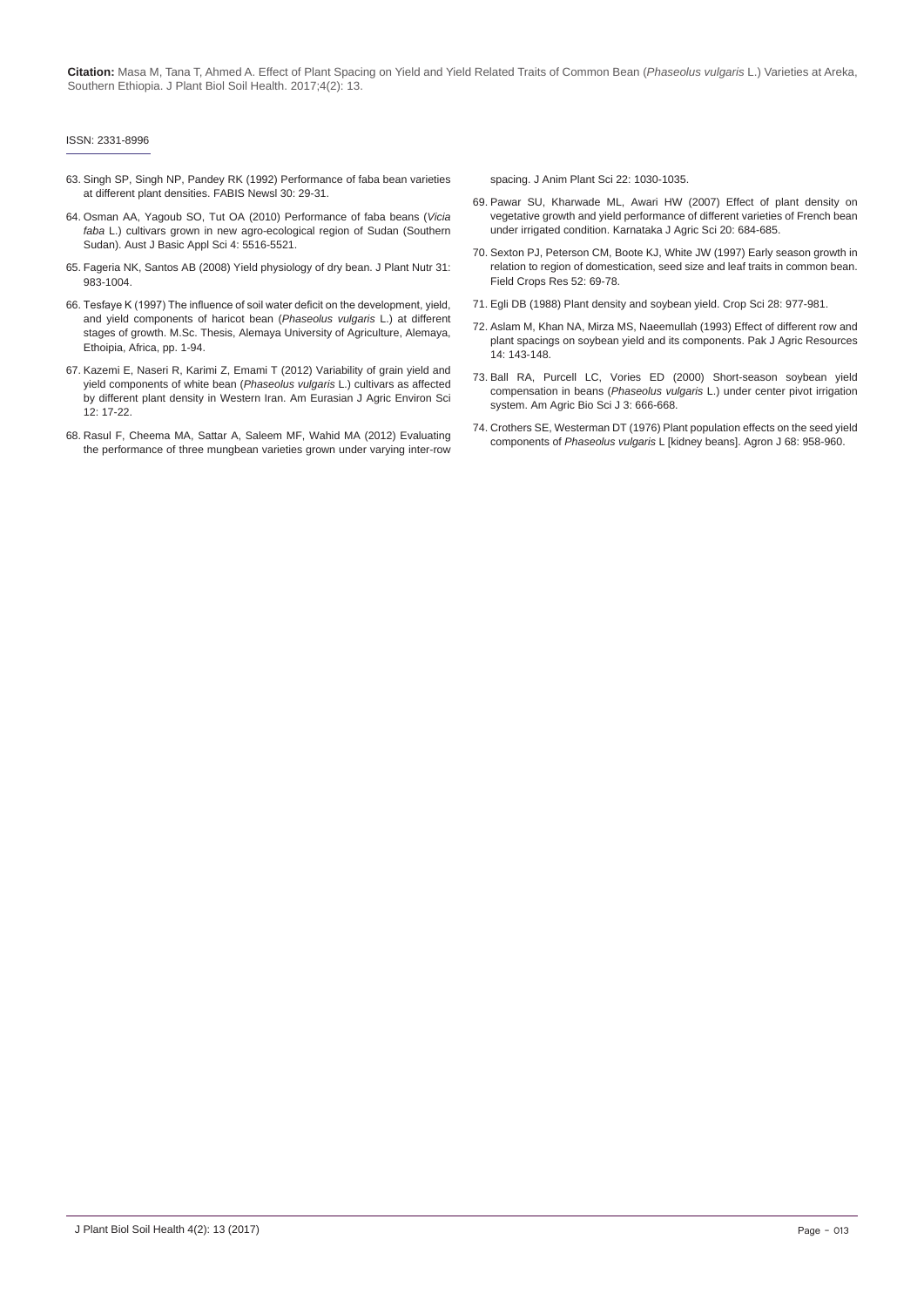63. Singh SP, Singh NP, Pandey RK (1992) Performance of faba bean varieties at different plant densities. FABIS Newsl 30: 29-31.

64. Osman AA, Yagoub SO, Tut OA (2010) Performance of faba beans (*Vicia faba* L.) cultivars grown in new agro-ecological region of Sudan (Southern Sudan). Aust J Basic Appl Sci 4: 5516-5521.

65. Fageria NK, Santos AB (2008) Yield physiology of dry bean. J Plant Nutr 31: 983-1004.

66. Tesfaye K (1997) The influence of soil water deficit on the development, yield, and yield components of haricot bean (*Phaseolus vulgaris* L.) at different stages of growth. M.Sc. Thesis, Alemaya University of Agriculture, Alemaya, Ethoipia, Africa, pp. 1-94.

67. Kazemi E, Naseri R, Karimi Z, Emami T (2012) Variability of grain yield and yield components of white bean (*Phaseolus vulgaris* L.) cultivars as affected by different plant density in Western Iran. Am Eurasian J Agric Environ Sci 12: 17-22.

68. Rasul F, Cheema MA, Sattar A, Saleem MF, Wahid MA (2012) Evaluating the performance of three mungbean varieties grown under varying inter-row spacing. J Anim Plant Sci 22: 1030-1035.

69. Pawar SU, Kharwade ML, Awari HW (2007) Effect of plant density on vegetative growth and yield performance of different varieties of French bean under irrigated condition. Karnataka J Agric Sci 20: 684-685.

70. Sexton PJ, Peterson CM, Boote KJ, White JW (1997) Early season growth in relation to region of domestication, seed size and leaf traits in common bean. Field Crops Res 52: 69-78.

71. Egli DB (1988) Plant density and soybean yield. Crop Sci 28: 977-981.

72. Aslam M, Khan NA, Mirza MS, Naeemullah (1993) Effect of different row and plant spacings on soybean yield and its components. Pak J Agric Resources 14: 143-148.

73. Ball RA, Purcell LC, Vories ED (2000) Short-season soybean yield compensation in beans (*Phaseolus vulgaris* L.) under center pivot irrigation system. Am Agric Bio Sci J 3: 666-668.

74. Crothers SE, Westerman DT (1976) Plant population effects on the seed yield components of *Phaseolus vulgaris* L [kidney beans]. Agron J 68: 958-960.